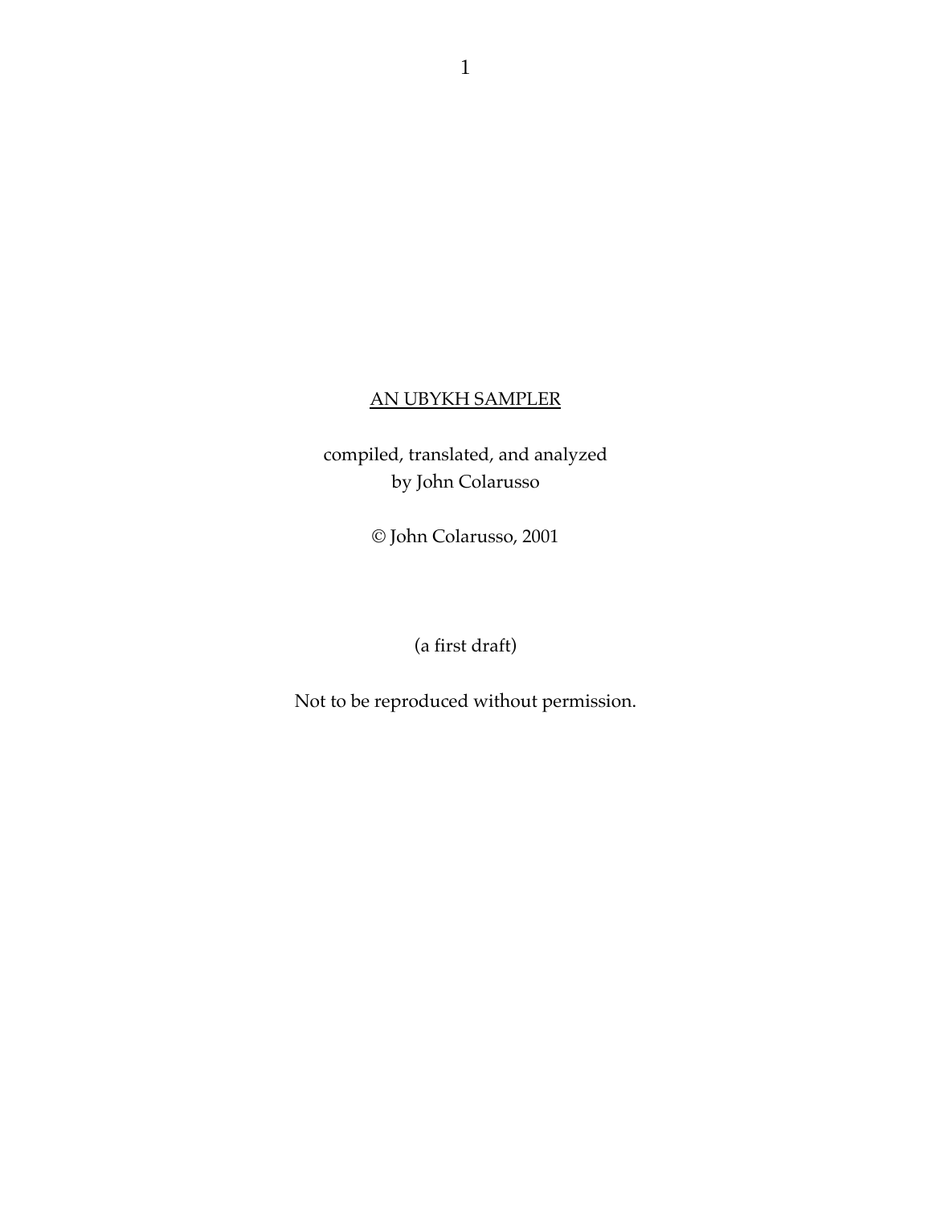# AN UBYKH SAMPLER

compiled, translated, and analyzed
by John Colarusso

© John Colarusso, 2001

(a first draft)

Not to be reproduced without permission.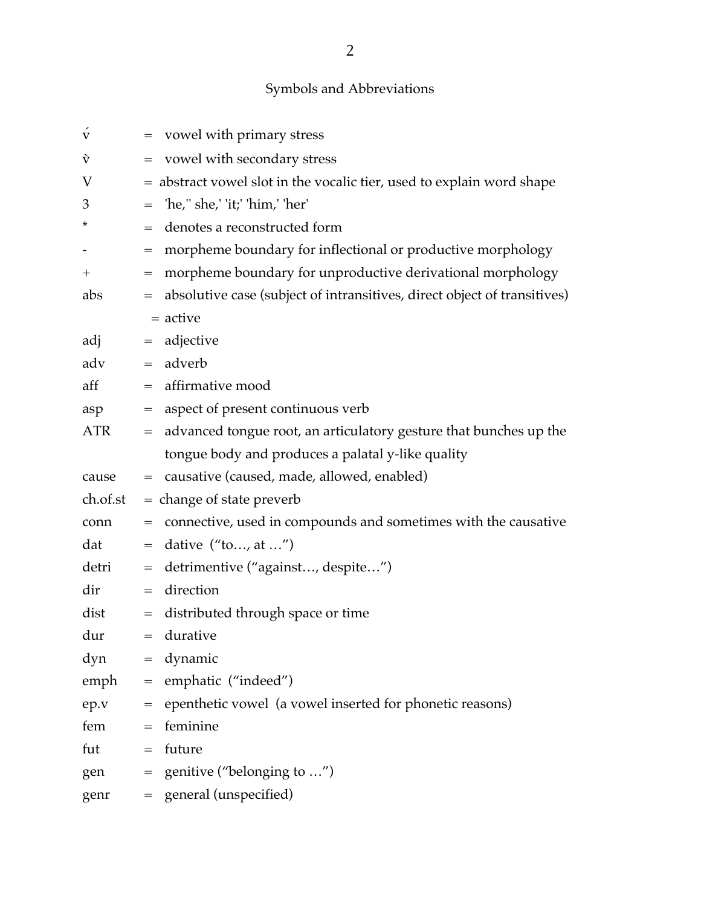## Symbols and Abbreviations

| | | |
|---|---|---|
| v́ | = | vowel with primary stress |
| v̀ | = | vowel with secondary stress |
| V | = | abstract vowel slot in the vocalic tier, used to explain word shape |
| 3 | = | 'he,'' she,' 'it;' 'him,' 'her' |
| * | = | denotes a reconstructed form |
| - | = | morpheme boundary for inflectional or productive morphology |
| + | = | morpheme boundary for unproductive derivational morphology |
| abs | = | absolutive case (subject of intransitives, direct object of transitives) |
| | = | active |
| adj | = | adjective |
| adv | = | adverb |
| aff | = | affirmative mood |
| asp | = | aspect of present continuous verb |
| ATR | = | advanced tongue root, an articulatory gesture that bunches up the tongue body and produces a palatal y-like quality |
| cause | = | causative (caused, made, allowed, enabled) |
| ch.of.st | = | change of state preverb |
| conn | = | connective, used in compounds and sometimes with the causative |
| dat | = | dative ("to…, at …") |
| detri | = | detrimentive ("against…, despite…") |
| dir | = | direction |
| dist | = | distributed through space or time |
| dur | = | durative |
| dyn | = | dynamic |
| emph | = | emphatic ("indeed") |
| ep.v | = | epenthetic vowel (a vowel inserted for phonetic reasons) |
| fem | = | feminine |
| fut | = | future |
| gen | = | genitive ("belonging to …") |
| genr | = | general (unspecified) |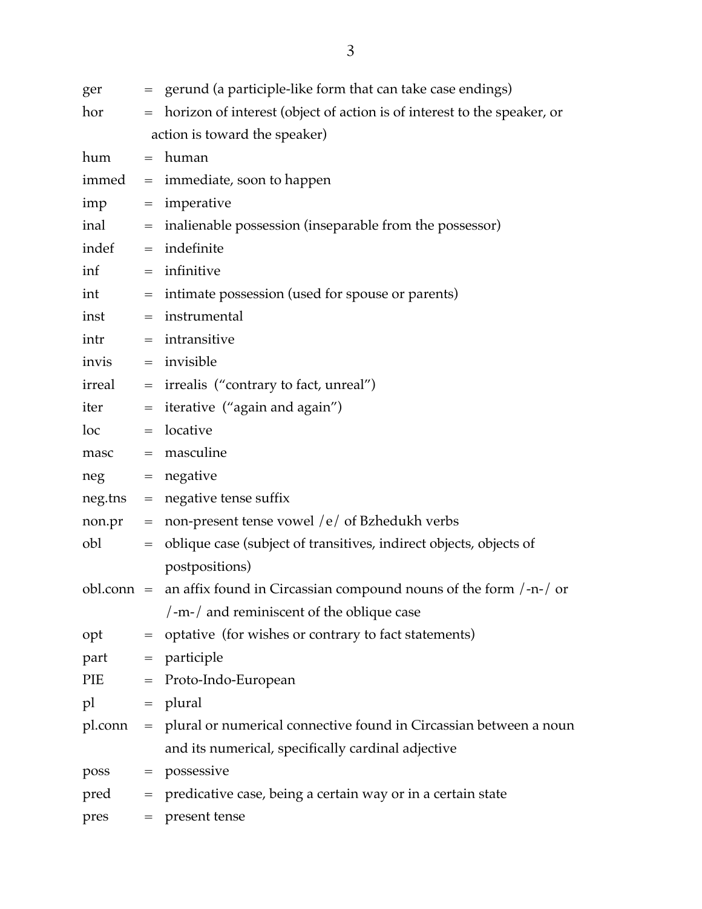ger = gerund (a participle-like form that can take case endings)
hor = horizon of interest (object of action is of interest to the speaker, or action is toward the speaker)
hum = human
immed = immediate, soon to happen
imp = imperative
inal = inalienable possession (inseparable from the possessor)
indef = indefinite
inf = infinitive
int = intimate possession (used for spouse or parents)
inst = instrumental
intr = intransitive
invis = invisible
irreal = irrealis (“contrary to fact, unreal”)
iter = iterative (“again and again”)
loc = locative
masc = masculine
neg = negative
neg.tns = negative tense suffix
non.pr = non-present tense vowel /e/ of Bzhedukh verbs
obl = oblique case (subject of transitives, indirect objects, objects of postpositions)
obl.conn = an affix found in Circassian compound nouns of the form /-n-/ or /-m-/ and reminiscent of the oblique case
opt = optative (for wishes or contrary to fact statements)
part = participle
PIE = Proto-Indo-European
pl = plural
pl.conn = plural or numerical connective found in Circassian between a noun and its numerical, specifically cardinal adjective
poss = possessive
pred = predicative case, being a certain way or in a certain state
pres = present tense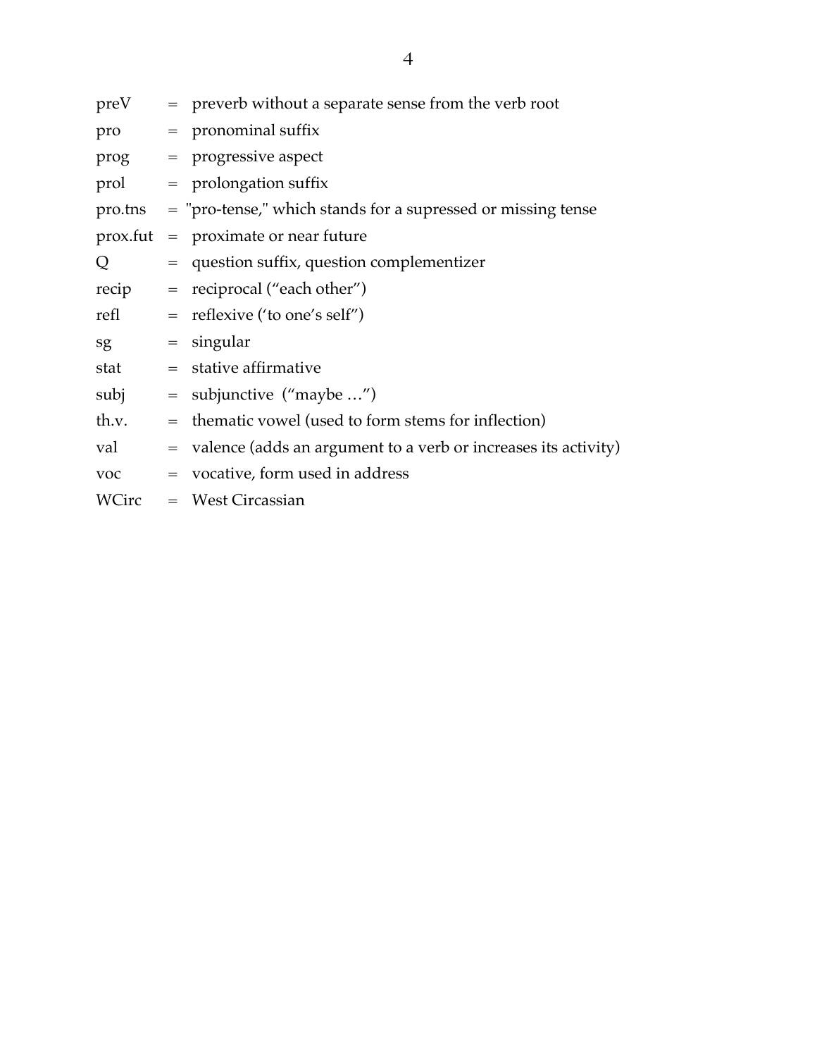| | | |
|---|---|---|
| preV | = | preverb without a separate sense from the verb root |
| pro | = | pronominal suffix |
| prog | = | progressive aspect |
| prol | = | prolongation suffix |
| pro.tns | = | "pro-tense," which stands for a supressed or missing tense |
| prox.fut | = | proximate or near future |
| Q | = | question suffix, question complementizer |
| recip | = | reciprocal (“each other”) |
| refl | = | reflexive (‘to one’s self”) |
| sg | = | singular |
| stat | = | stative affirmative |
| subj | = | subjunctive (“maybe …”) |
| th.v. | = | thematic vowel (used to form stems for inflection) |
| val | = | valence (adds an argument to a verb or increases its activity) |
| voc | = | vocative, form used in address |
| WCirc | = | West Circassian |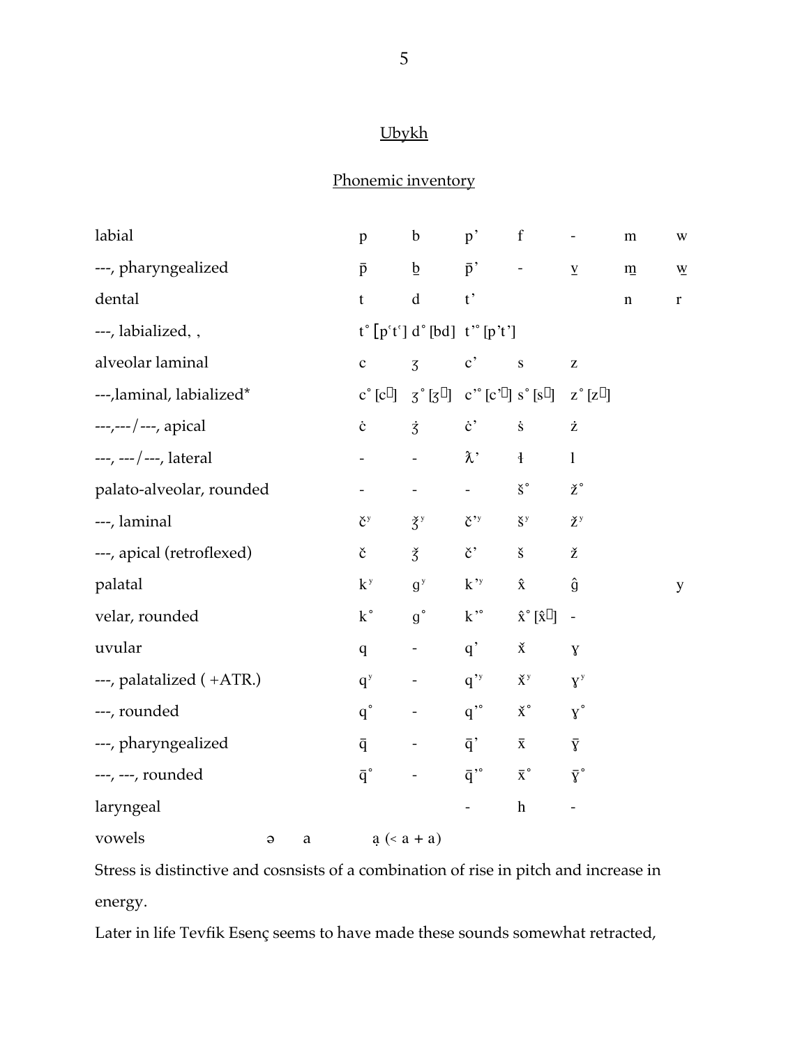## Ubykh

### Phonemic inventory

| | | | | | | | |
|---|---|---|---|---|---|---|---|
| labial | p | b | p’ | f | - | m | w |
| ---, pharyngealized | p̄ | b̲ | p̄’ | - | v̲ | m̲ | w̲ |
| dental | t | d | t’ | | | n | r |
| ---, labialized, , | t˚ [pˤtˤ] | d˚ [bd] | t’˚ [p’t’] | | | | |
| alveolar laminal | c | ʒ | c’ | s | z | | |
| ---,laminal, labialized* | c˚ [c] | ʒ˚ [ʒ] | c’˚ [c’] | s˚ [s] | z˚ [z] | | |
| ---,---/---, apical | ċ | ʒ̇ | ċ’ | ṡ | ż | | |
| ---, ---/---, lateral | - | - | ƛ’ | ɬ | l | | |
| palato-alveolar, rounded | - | - | - | š˚ | ž˚ | | |
| ---, laminal | čʸ | ǯʸ | č’ʸ | šʸ | žʸ | | |
| ---, apical (retroflexed) | č | ǯ | č’ | š | ž | | |
| palatal | kʸ | gʸ | k’ʸ | x̂ | ĝ | | y |
| velar, rounded | k˚ | g˚ | k’˚ | x̂˚ [x̂] | - | | |
| uvular | q | - | q’ | x̌ | ɣ | | |
| ---, palatalized ( +ATR.) | qʸ | - | q’ʸ | x̌ʸ | ɣʸ | | |
| ---, rounded | q˚ | - | q’˚ | x̌˚ | ɣ˚ | | |
| ---, pharyngealized | q̄ | - | q̄’ | x̄ | ɣ̄ | | |
| ---, ---, rounded | q̄˚ | - | q̄’˚ | x̄˚ | ɣ̄˚ | | |
| laryngeal | | | - | h | - | | |

vowels ə a ạ (< a + a)

Stress is distinctive and cosnsists of a combination of rise in pitch and increase in energy.

Later in life Tevfik Esenç seems to have made these sounds somewhat retracted,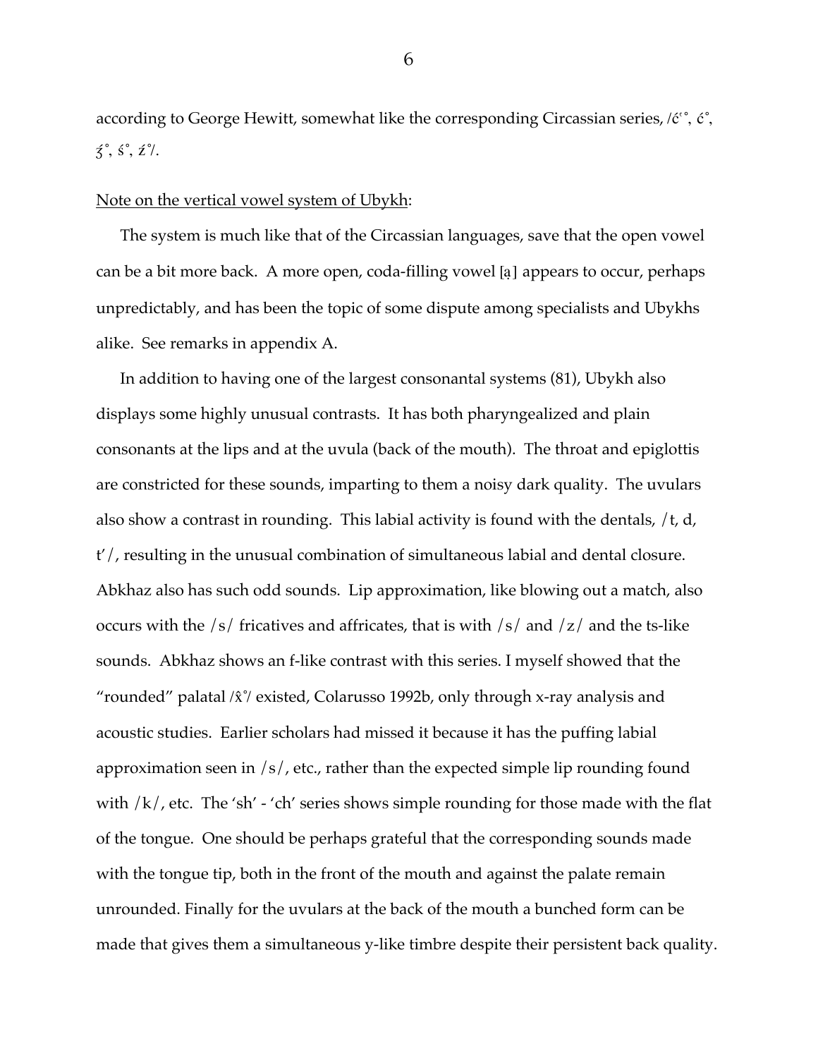according to George Hewitt, somewhat like the corresponding Circassian series, /ćˤ˚, ć˚, ʒ́˚, ś˚, ź˚/.

<u>Note on the vertical vowel system of Ubykh</u>:

The system is much like that of the Circassian languages, save that the open vowel can be a bit more back. A more open, coda-filling vowel [ạ] appears to occur, perhaps unpredictably, and has been the topic of some dispute among specialists and Ubykhs alike. See remarks in appendix A.

In addition to having one of the largest consonantal systems (81), Ubykh also displays some highly unusual contrasts. It has both pharyngealized and plain consonants at the lips and at the uvula (back of the mouth). The throat and epiglottis are constricted for these sounds, imparting to them a noisy dark quality. The uvulars also show a contrast in rounding. This labial activity is found with the dentals, /t, d, t'/, resulting in the unusual combination of simultaneous labial and dental closure. Abkhaz also has such odd sounds. Lip approximation, like blowing out a match, also occurs with the /s/ fricatives and affricates, that is with /s/ and /z/ and the ts-like sounds. Abkhaz shows an f-like contrast with this series. I myself showed that the "rounded" palatal /x̂˚/ existed, Colarusso 1992b, only through x-ray analysis and acoustic studies. Earlier scholars had missed it because it has the puffing labial approximation seen in /s/, etc., rather than the expected simple lip rounding found with /k/, etc. The 'sh' - 'ch' series shows simple rounding for those made with the flat of the tongue. One should be perhaps grateful that the corresponding sounds made with the tongue tip, both in the front of the mouth and against the palate remain unrounded. Finally for the uvulars at the back of the mouth a bunched form can be made that gives them a simultaneous y-like timbre despite their persistent back quality.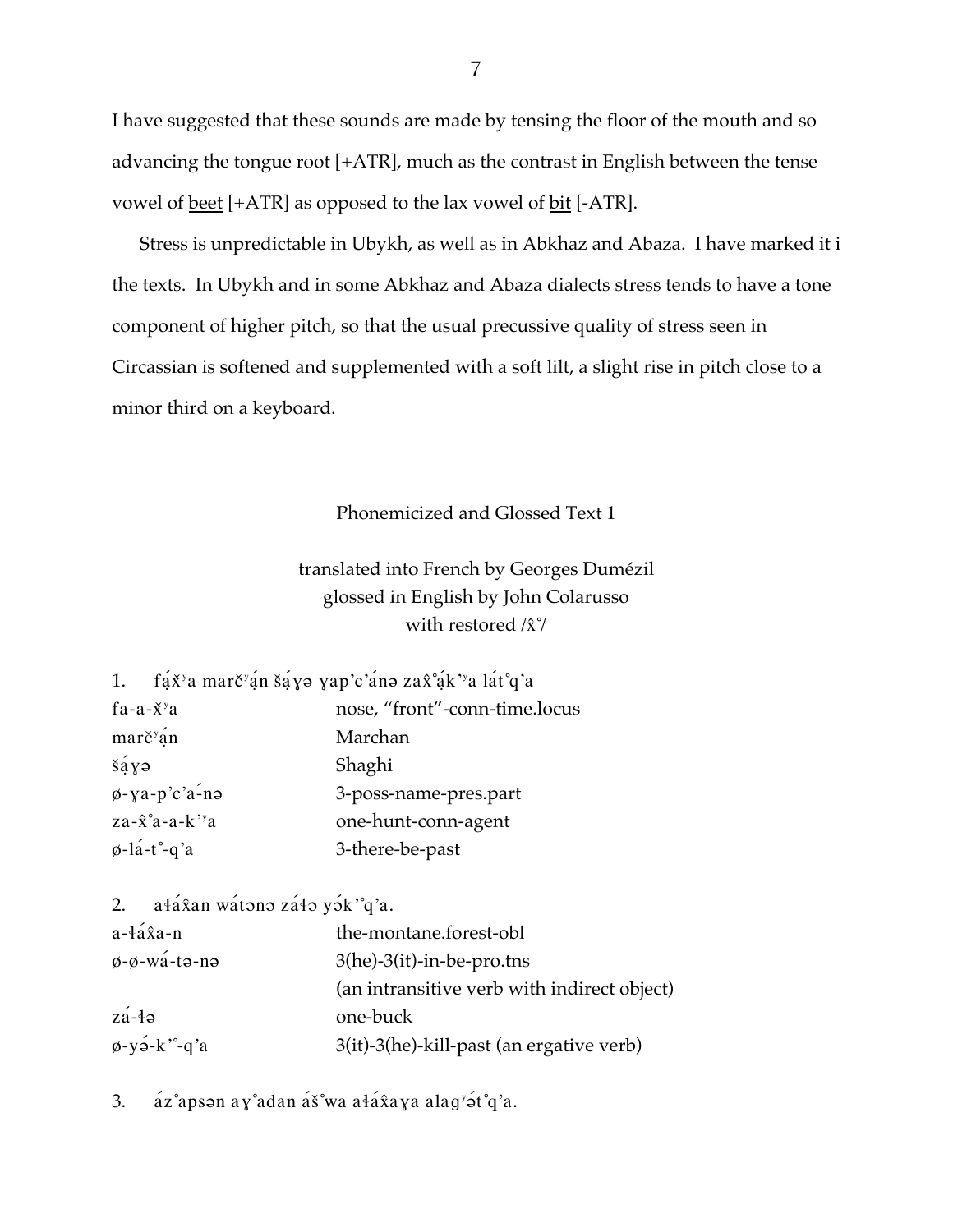I have suggested that these sounds are made by tensing the floor of the mouth and so advancing the tongue root [+ATR], much as the contrast in English between the tense vowel of beet [+ATR] as opposed to the lax vowel of bit [-ATR].

Stress is unpredictable in Ubykh, as well as in Abkhaz and Abaza. I have marked it i the texts. In Ubykh and in some Abkhaz and Abaza dialects stress tends to have a tone component of higher pitch, so that the usual precussive quality of stress seen in Circassian is softened and supplemented with a soft lilt, a slight rise in pitch close to a minor third on a keyboard.

## Phonemicized and Glossed Text 1

translated into French by Georges Dumézil
glossed in English by John Colarusso
with restored /x̂°/

1. fá̤x̌ʸa marčʸá̤n šá̤ɣə ɣap'c'ánə zax̂°á̤k'ʸa lát°q'a

| | |
|---|---|
| fa-a-x̌ʸa | nose, "front"-conn-time.locus |
| marčʸá̤n | Marchan |
| šá̤ɣə | Shaghi |
| ø-ɣa-p'c'a-́nə | 3-poss-name-pres.part |
| za-x̂°a-a-k'ʸa | one-hunt-conn-agent |
| ø-lá-t°-q'a | 3-there-be-past |

2. ałáx̂an wátənə záłə yə́k'°q'a.

| | |
|---|---|
| a-łáx̂a-n | the-montane.forest-obl |
| ø-ø-wá-tə-nə | 3(he)-3(it)-in-be-pro.tns |
| | (an intransitive verb with indirect object) |
| zá-łə | one-buck |
| ø-yə́-k'°-q'a | 3(it)-3(he)-kill-past (an ergative verb) |

3. áz°apsən aɣ°adan áš°wa ałáx̂aɣa alagʸə́t°q'a.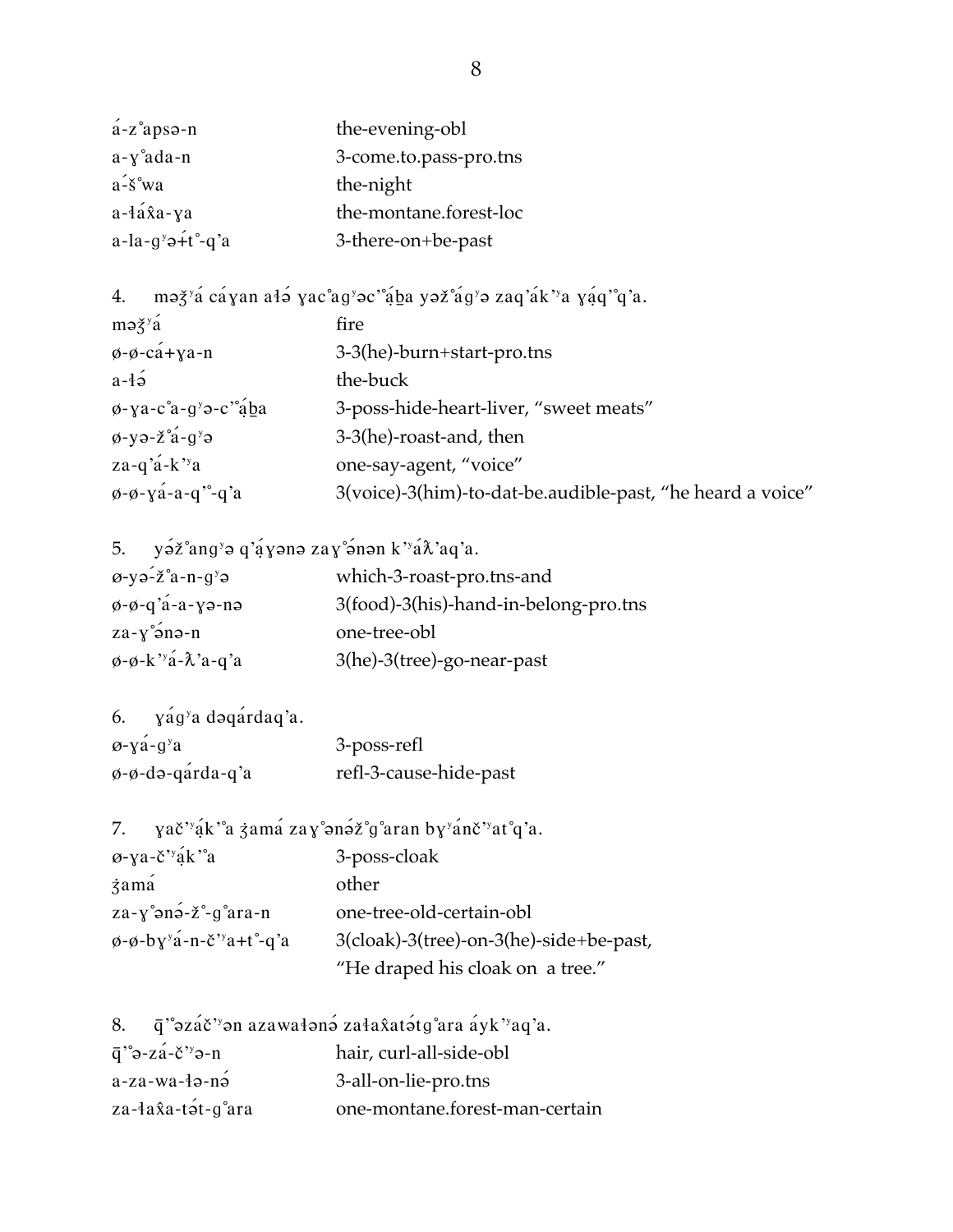| | |
|---|---|
| á-zºapsə-n | the-evening-obl |
| a-ɣºada-n | 3-come.to.pass-pro.tns |
| á-šºwa | the-night |
| a-ɬáx̂a-ɣa | the-montane.forest-loc |
| a-la-gʸə́+tº-q'a | 3-there-on+be-past |

4. məǯʸá cáɣan aɬə́ ɣacºagʸəc'ºá̹ba yəžºágʸə zaq'ák'ʸa ɣá̹q'ºq'a.

| | |
|---|---|
| məǯʸá | fire |
| ø-ø-cá+ɣa-n | 3-3(he)-burn+start-pro.tns |
| a-ɬə́ | the-buck |
| ø-ɣa-cºa-gʸə-c'ºá̹ba | 3-poss-hide-heart-liver, "sweet meats" |
| ø-yə-žºá-gʸə | 3-3(he)-roast-and, then |
| za-q'á-k'ʸa | one-say-agent, "voice" |
| ø-ø-ɣá-a-q'º-q'a | 3(voice)-3(him)-to-dat-be.audible-past, "he heard a voice" |

5. yə́žºangʸə q'á̹ɣənə zaɣºə́nən k'ʸáƛ'aq'a.

| | |
|---|---|
| ø-yə́-žºa-n-gʸə | which-3-roast-pro.tns-and |
| ø-ø-q'á-a-ɣə-nə | 3(food)-3(his)-hand-in-belong-pro.tns |
| za-ɣºə́nə-n | one-tree-obl |
| ø-ø-k'ʸá-ƛ'a-q'a | 3(he)-3(tree)-go-near-past |

6. ɣágʸa dəqárdaq'a.

| | |
|---|---|
| ø-ɣá-gʸa | 3-poss-refl |
| ø-ø-də-qárda-q'a | refl-3-cause-hide-past |

7. ɣač'ʸá̹k'ºa ǯamá zaɣºənə́žºgºaran bɣʸánč'ʸatºq'a.

| | |
|---|---|
| ø-ɣa-č'ʸá̹k'ºa | 3-poss-cloak |
| ǯamá | other |
| za-ɣºənə́-žº-gºara-n | one-tree-old-certain-obl |
| ø-ø-bɣʸá-n-č'ʸa+tº-q'a | 3(cloak)-3(tree)-on-3(he)-side+be-past, "He draped his cloak on a tree." |

8. q̄'ºəzáč'ʸən azawaɬənə́ zaɬax̂atə́tgºara áyk'ʸaq'a.

| | |
|---|---|
| q̄'ºə-zá-č'ʸə-n | hair, curl-all-side-obl |
| a-za-wa-ɬə-nə́ | 3-all-on-lie-pro.tns |
| za-ɬax̂a-tə́t-gºara | one-montane.forest-man-certain |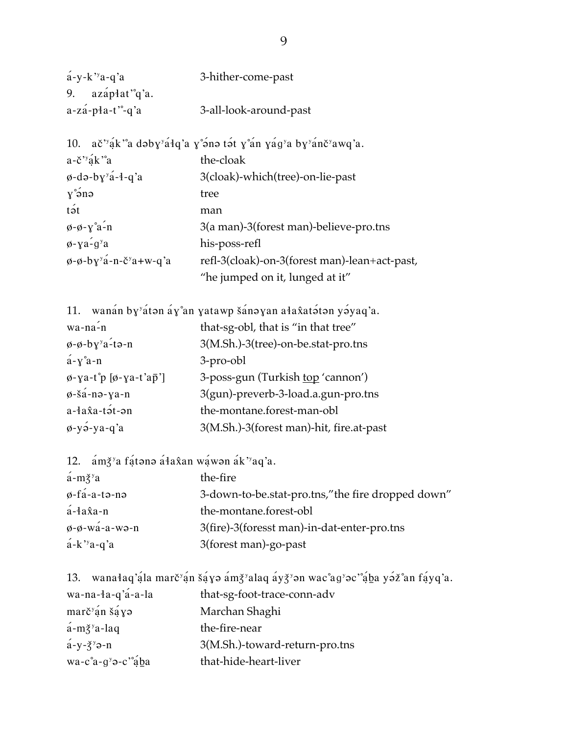| | |
|---|---|
| á-y-k'ʸa-q'a | 3-hither-come-past |

9. azápłat'°q'a.

| | |
|---|---|
| a-zá-pła-t'°-q'a | 3-all-look-around-past |

10. ač'ʸạk'°a dəbɣʸáłq'a ɣ°ə́nə tə́t ɣ°án ɣágʸa bɣʸánčʸawq'a.

| | |
|---|---|
| a-č'ʸạk'°a | the-cloak |
| ø-də-bɣʸá-ł-q'a | 3(cloak)-which(tree)-on-lie-past |
| ɣ°ə́nə | tree |
| tə́t | man |
| ø-ø-ɣ°a-́n | 3(a man)-3(forest man)-believe-pro.tns |
| ø-ɣa-́gʸa | his-poss-refl |
| ø-ø-bɣʸá-n-čʸa+w-q'a | refl-3(cloak)-on-3(forest man)-lean+act-past, |
| | "he jumped on it, lunged at it" |

11. wanán bɣʸátən áɣ°an ɣatawp šánəɣan ałax̂atə́tən yə́yaq'a.

| | |
|---|---|
| wa-na-́n | that-sg-obl, that is "in that tree" |
| ø-ø-bɣʸa-́tə-n | 3(M.Sh.)-3(tree)-on-be.stat-pro.tns |
| á-ɣ°a-n | 3-pro-obl |
| ø-ɣa-t°p [ø-ɣa-t'ap̄'] | 3-poss-gun (Turkish <u>top</u> 'cannon') |
| ø-šá-nə-ɣa-n | 3(gun)-preverb-3-load.a.gun-pro.tns |
| a-łax̂a-tə́t-ən | the-montane.forest-man-obl |
| ø-yə́-ya-q'a | 3(M.Sh.)-3(forest man)-hit, fire.at-past |

12. ámǯʸa fạtənə áłax̂an wạwən ák'ʸaq'a.

| | |
|---|---|
| á-mǯʸa | the-fire |
| ø-fá-a-tə-nə | 3-down-to-be.stat-pro.tns,"the fire dropped down" |
| á-łax̂a-n | the-montane.forest-obl |
| ø-ø-wá-a-wə-n | 3(fire)-3(foresst man)-in-dat-enter-pro.tns |
| á-k'ʸa-q'a | 3(forest man)-go-past |

13. wanałaq'ạ́la marčʸạ́n šạ́ɣə ámǯʸalaq áyǯʸən wac°agʸəc'°ạ́b̠a yə́ž°an fạ́yq'a.

| | |
|---|---|
| wa-na-ła-q'á-a-la | that-sg-foot-trace-conn-adv |
| marčʸạ́n šạ́ɣə | Marchan Shaghi |
| á-mǯʸa-laq | the-fire-near |
| á-y-ǯʸə-n | 3(M.Sh.)-toward-return-pro.tns |
| wa-c°a-gʸə-c'°ạ́b̠a | that-hide-heart-liver |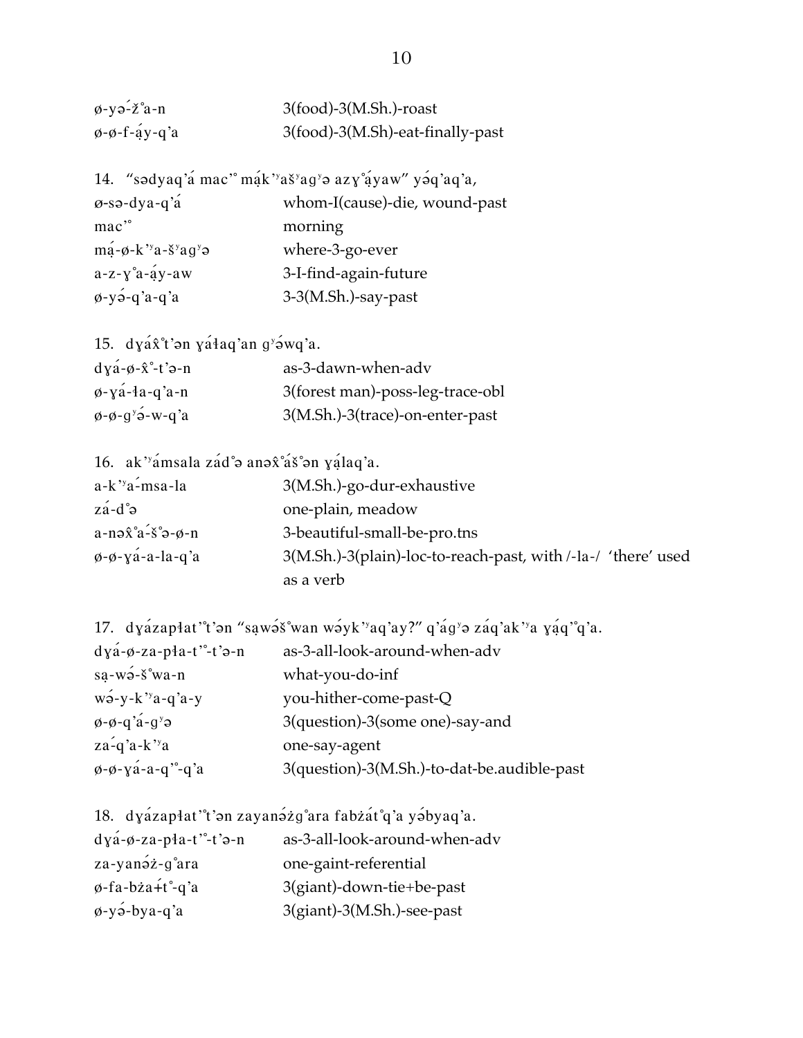| | |
|---|---|
| ø-yə́-ž°a-n | 3(food)-3(M.Sh.)-roast |
| ø-ø-f-á�much-y-q'a | 3(food)-3(M.Sh)-eat-finally-past |

14. "sədyaq'á mac'° mą́k'ʸašʸagʸə azɣ°ą́yaw" yə́q'aq'a,

| | |
|---|---|
| ø-sə-dya-q'á | whom-I(cause)-die, wound-past |
| mac'° | morning |
| mą-ø-k'ʸa-šʸagʸə | where-3-go-ever |
| a-z-ɣ°a-ą́y-aw | 3-I-find-again-future |
| ø-yə́-q'a-q'a | 3-3(M.Sh.)-say-past |

15. dɣáx̂°t'ən ɣáɬaq'an gʸə́wq'a.

| | |
|---|---|
| dɣá-ø-x̂°-t'ə-n | as-3-dawn-when-adv |
| ø-ɣá-ɬa-q'a-n | 3(forest man)-poss-leg-trace-obl |
| ø-ø-gʸə́-w-q'a | 3(M.Sh.)-3(trace)-on-enter-past |

16. ak'ʸámsala zád°ə anəx̂°áš°ən ɣą́laq'a.

| | |
|---|---|
| a-k'ʸá-msa-la | 3(M.Sh.)-go-dur-exhaustive |
| zá-d°ə | one-plain, meadow |
| a-nəx̂°a-š°ə-ø-n | 3-beautiful-small-be-pro.tns |
| ø-ø-ɣá-a-la-q'a | 3(M.Sh.)-3(plain)-loc-to-reach-past, with /-la-/ 'there' used as a verb |

17. dɣázapɬat'°t'ən "saw ə́š°wan wə́yk'ʸaq'ay?" q'ágʸə záq'ak'ʸa ɣą́q'°q'a.

| | |
|---|---|
| dɣá-ø-za-pɬa-t'°-t'ə-n | as-3-all-look-around-when-adv |
| są-wə́-š°wa-n | what-you-do-inf |
| wə́-y-k'ʸa-q'a-y | you-hither-come-past-Q |
| ø-ø-q'á-gʸə | 3(question)-3(some one)-say-and |
| zá-q'a-k'ʸa | one-say-agent |
| ø-ø-ɣá-a-q'°-q'a | 3(question)-3(M.Sh.)-to-dat-be.audible-past |

18. dɣázapɬat'°t'ən zayanə́żg°ara fabżát°q'a yə́byaq'a.

| | |
|---|---|
| dɣá-ø-za-pɬa-t'°-t'ə-n | as-3-all-look-around-when-adv |
| za-yanə́ż-g°ara | one-gaint-referential |
| ø-fa-bża+t°-q'a | 3(giant)-down-tie+be-past |
| ø-yə́-bya-q'a | 3(giant)-3(M.Sh.)-see-past |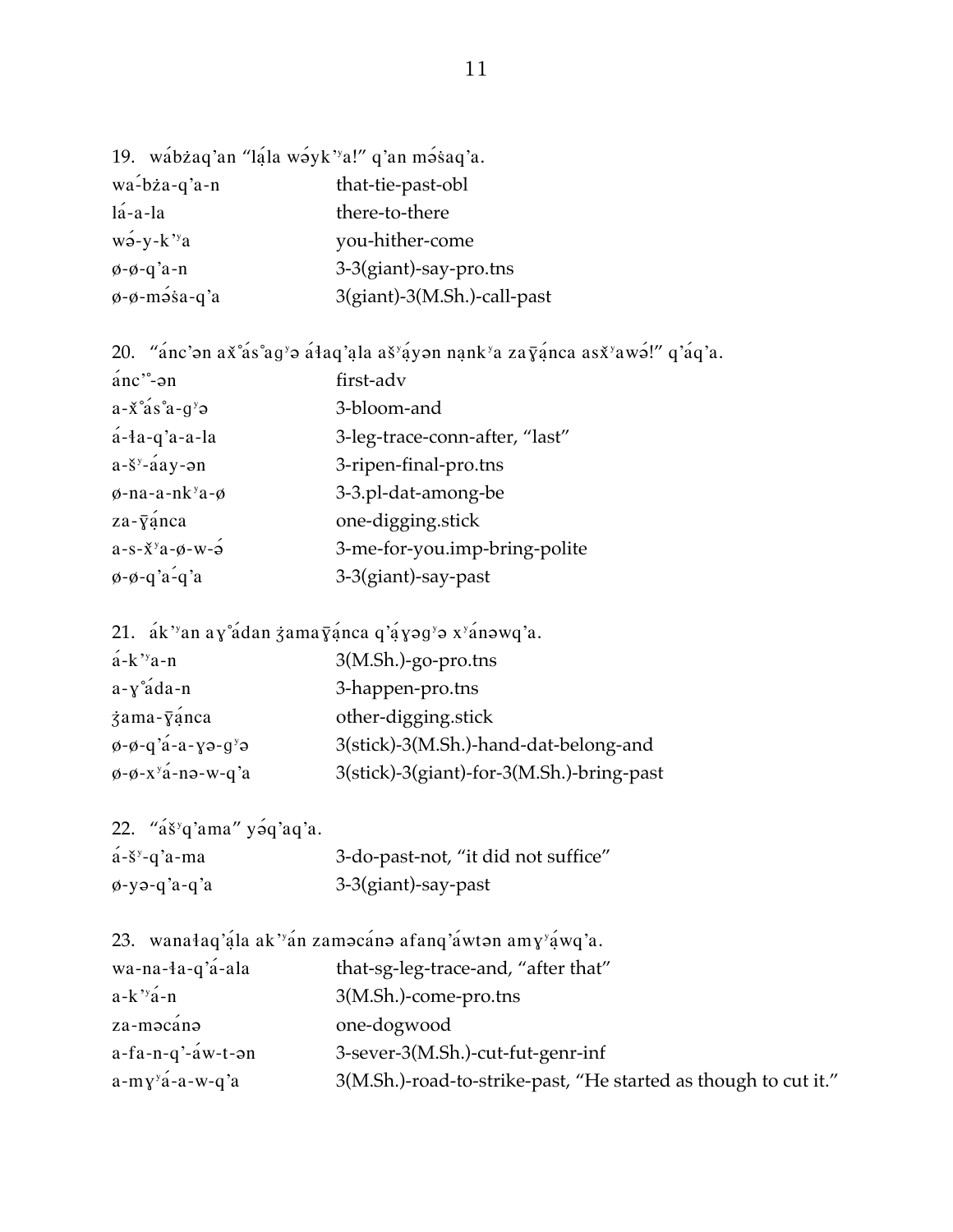19. wábżaq'an "lạ́la wə́yk'ʸa!" q'an mə́ṡaq'a.

| | |
|---|---|
| wa-́bża-q'a-n | that-tie-past-obl |
| lá-a-la | there-to-there |
| wə́-y-k'ʸa | you-hither-come |
| ø-ø-q'a-n | 3-3(giant)-say-pro.tns |
| ø-ø-mə́ṡa-q'a | 3(giant)-3(M.Sh.)-call-past |

20. "ánc'ən ax̌°ás°agʸə áɬaq'ạla aš́ʸạ́yən nạnkʸa zaγ̄ạ́nca asx̌ʸawə́!" q'áq'a.

| | |
|---|---|
| ánc'°-ən | first-adv |
| a-x̌°ás°a-gʸə | 3-bloom-and |
| á-ɬa-q'a-a-la | 3-leg-trace-conn-after, "last" |
| a-šʸ-áay-ən | 3-ripen-final-pro.tns |
| ø-na-a-nkʸa-ø | 3-3.pl-dat-among-be |
| za-γ̄ạ́nca | one-digging.stick |
| a-s-x̌ʸa-ø-w-ə́ | 3-me-for-you.imp-bring-polite |
| ø-ø-q'a-́q'a | 3-3(giant)-say-past |

21. ák'ʸan aγ°ádan ʒamaγ̄ạ́nca q'ạ́γəgʸə xʸánəwq'a.

| | |
|---|---|
| á-k'ʸa-n | 3(M.Sh.)-go-pro.tns |
| a-γ°áda-n | 3-happen-pro.tns |
| ʒama-γ̄ạ́nca | other-digging.stick |
| ø-ø-q'á-a-γə-gʸə | 3(stick)-3(M.Sh.)-hand-dat-belong-and |
| ø-ø-xʸá-nə-w-q'a | 3(stick)-3(giant)-for-3(M.Sh.)-bring-past |

22. "ášʸq'ama" yə́q'aq'a.

| | |
|---|---|
| á-šʸ-q'a-ma | 3-do-past-not, "it did not suffice" |
| ø-yə-q'a-q'a | 3-3(giant)-say-past |

23. wanaɬaq'ạ́la ak'ʸán zaməcánə afanq'áwtən amγʸạ́wq'a.

| | |
|---|---|
| wa-na-ɬa-q'á-ala | that-sg-leg-trace-and, "after that" |
| a-k'ʸá-n | 3(M.Sh.)-come-pro.tns |
| za-məcánə | one-dogwood |
| a-fa-n-q'-áw-t-ən | 3-sever-3(M.Sh.)-cut-fut-genr-inf |
| a-mγʸá-a-w-q'a | 3(M.Sh.)-road-to-strike-past, "He started as though to cut it." |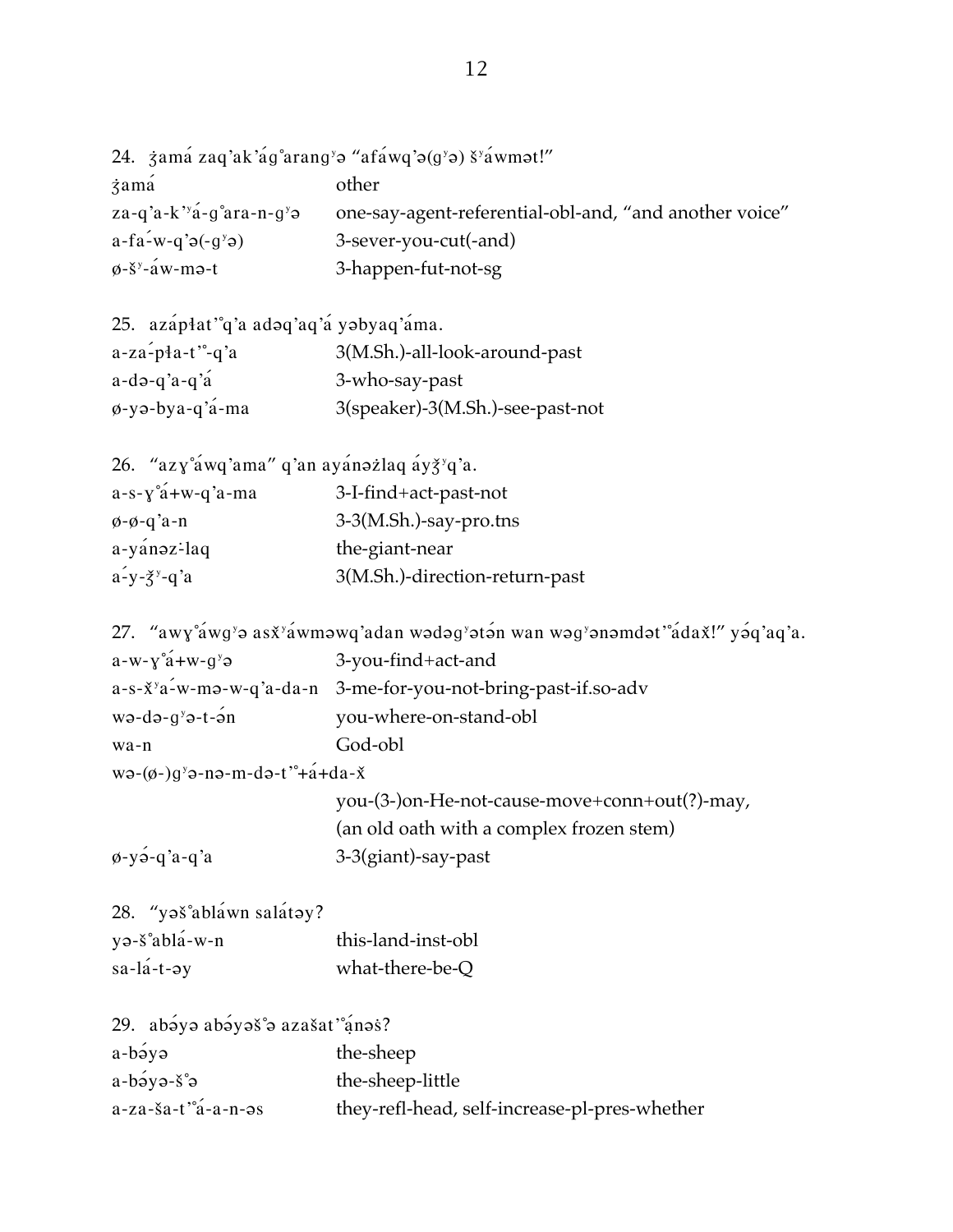24. ʒ̂amá zaq'ak'ʸág°arangʸə "afáwq'ə(gʸə) šʸáwmət!"

| | |
|---|---|
| ʒ̂amá | other |
| za-q'a-k'ʸá-g°ara-n-gʸə | one-say-agent-referential-obl-and, "and another voice" |
| a-fá-w-q'ə(-gʸə) | 3-sever-you-cut(-and) |
| ø-šʸ-áw-mə-t | 3-happen-fut-not-sg |

25. azápłat'°q'a adəq'aq'á yəbyaq'áma.

| | |
|---|---|
| a-zá-pła-t'°-q'a | 3(M.Sh.)-all-look-around-past |
| a-də-q'a-q'á | 3-who-say-past |
| ø-yə-bya-q'á-ma | 3(speaker)-3(M.Sh.)-see-past-not |

26. "azɣ°áwq'ama" q'an ayánəżlaq áyǯʸq'a.

| | |
|---|---|
| a-s-ɣ°á+w-q'a-ma | 3-I-find+act-past-not |
| ø-ø-q'a-n | 3-3(M.Sh.)-say-pro.tns |
| a-yánəz-laq | the-giant-near |
| á-y-ǯʸ-q'a | 3(M.Sh.)-direction-return-past |

27. "awɣ°áwgʸə asx̌ʸáwməwq'adan wədəgʸətə́n wan wəgʸənəmdət'°ádax̌!" yə́q'aq'a.

| | |
|---|---|
| a-w-ɣ°á+w-gʸə | 3-you-find+act-and |
| a-s-x̌ʸá-w-mə-w-q'a-da-n | 3-me-for-you-not-bring-past-if.so-adv |
| wə-də-gʸə-t-ə́n | you-where-on-stand-obl |
| wa-n | God-obl |
| wə-(ø-)gʸə-nə-m-də-t'°+á+da-x̌ | |
| | you-(3-)on-He-not-cause-move+conn+out(?)-may, |
| | (an old oath with a complex frozen stem) |
| ø-yə́-q'a-q'a | 3-3(giant)-say-past |

28. "yəš°abláwn salátəy?

| | |
|---|---|
| yə-š°ablá-w-n | this-land-inst-obl |
| sa-lá-t-əy | what-there-be-Q |

29. abə́yə abə́yəš°ə azašat'°ą́nəś?

| | |
|---|---|
| a-bə́yə | the-sheep |
| a-bə́yə-š°ə | the-sheep-little |
| a-za-ša-t'°á-a-n-əs | they-refl-head, self-increase-pl-pres-whether |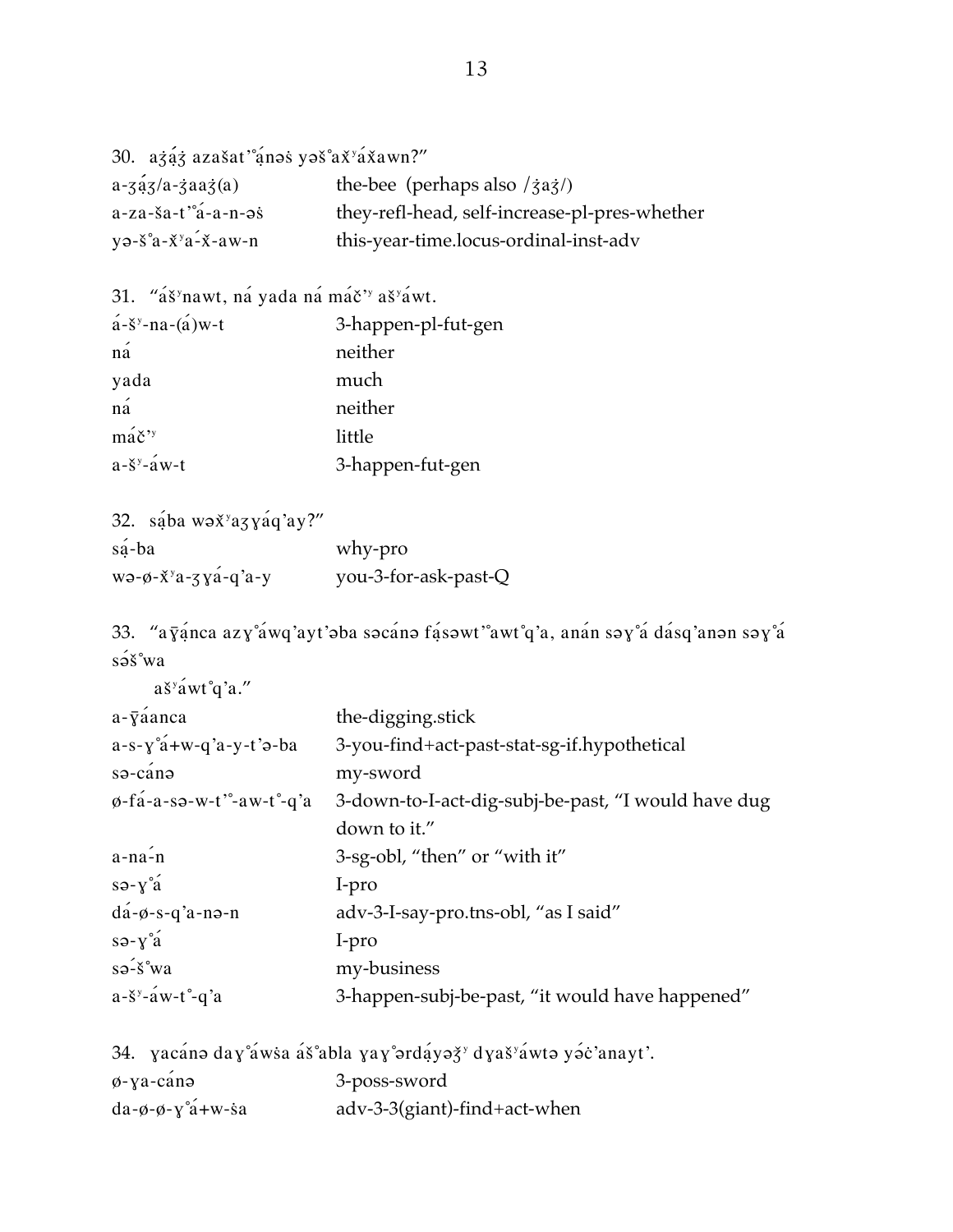30. aʒ̣áʒ̣ azašat'°ánəṡ yəš°ax̌ʸáx̌awn?"

| | |
|---|---|
| a-ʒ̣áʒ/a-ʒ̣aaʒ̣(a) | the-bee (perhaps also /ʒ̣aʒ̣/) |
| a-za-ša-t'°á-a-n-əṡ | they-refl-head, self-increase-pl-pres-whether |
| yə-š°a-x̌ʸa-x̌-aw-n | this-year-time.locus-ordinal-inst-adv |

31. "ášʸnawt, ná yada ná máč'ʸ ašʸáwt.

| | |
|---|---|
| á-šʸ-na-(á)w-t | 3-happen-pl-fut-gen |
| ná | neither |
| yada | much |
| ná | neither |
| máč'ʸ | little |
| a-šʸ-áw-t | 3-happen-fut-gen |

32. sába wəx̌ʸaʒɣáq'ay?"

| | |
|---|---|
| sá-ba | why-pro |
| wə-ø-x̌ʸa-ʒɣá-q'a-y | you-3-for-ask-past-Q |

33. "aɣ̄ánca azɣ°áwq'ayt'əba səcánə fásəwt'°awt°q'a, anán səɣ°á dásq'anən səɣ°á səš°wa ašʸáwt°q'a."

| | |
|---|---|
| a-ɣ̄áanca | the-digging.stick |
| a-s-ɣ°á+w-q'a-y-t'ə-ba | 3-you-find+act-past-stat-sg-if.hypothetical |
| sə-cánə | my-sword |
| ø-fá-a-sə-w-t'°-aw-t°-q'a | 3-down-to-I-act-dig-subj-be-past, "I would have dug down to it." |
| a-nán | 3-sg-obl, "then" or "with it" |
| sə-ɣ°á | I-pro |
| dá-ø-s-q'a-nə-n | adv-3-I-say-pro.tns-obl, "as I said" |
| sə-ɣ°á | I-pro |
| sə́-š°wa | my-business |
| a-šʸ-áw-t°-q'a | 3-happen-subj-be-past, "it would have happened" |

34. ɣacánə daɣ°áwṡa áš°abla ɣaɣ°ərdáyəǯʸ dɣašʸáwtə yə́ċ'anayt'.

| | |
|---|---|
| ø-ɣa-cánə | 3-poss-sword |
| da-ø-ø-ɣ°á+w-ṡa | adv-3-3(giant)-find+act-when |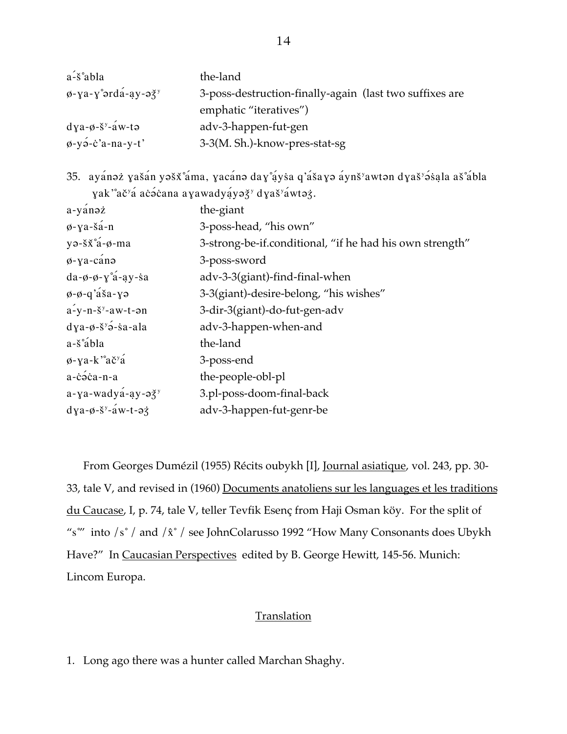| | |
|---|---|
| á-š˚abla | the-land |
| ø-ɣa-ɣ˚ərdá-ạy-əʒ̂ʸ | 3-poss-destruction-finally-again (last two suffixes are emphatic "iteratives") |
| dɣa-ø-šʸ-áw-tə | adv-3-happen-fut-gen |
| ø-yə́-c̣'a-na-y-t' | 3-3(M. Sh.)-know-pres-stat-sg |

35. ayánəż ɣašán yəšx̌˚áma, ɣacánə daɣ˚áyṡa q'ášaɣə áynšʸawtən dɣašʸə́ṡạla aš˚ábla ɣak'˚ačʸá ac̣ə́c̣ana aɣawadyáyəʒ̂ʸ dɣašʸáwtəʒ̂.

| | |
|---|---|
| a-yánəż | the-giant |
| ø-ɣa-šá-n | 3-poss-head, "his own" |
| yə-šx̌˚á-ø-ma | 3-strong-be-if.conditional, "if he had his own strength" |
| ø-ɣa-cánə | 3-poss-sword |
| da-ø-ø-ɣ˚á-ạy-ṡa | adv-3-3(giant)-find-final-when |
| ø-ø-q'áša-ɣə | 3-3(giant)-desire-belong, "his wishes" |
| á-y-n-šʸ-aw-t-ən | 3-dir-3(giant)-do-fut-gen-adv |
| dɣa-ø-šʸə́-ṡa-ala | adv-3-happen-when-and |
| a-š˚ábla | the-land |
| ø-ɣa-k'˚ačʸá | 3-poss-end |
| a-c̣ə́c̣a-n-a | the-people-obl-pl |
| a-ɣa-wadyá-ạy-əʒ̂ʸ | 3.pl-poss-doom-final-back |
| dɣa-ø-šʸ-áw-t-əʒ̂ | adv-3-happen-fut-genr-be |

From Georges Dumézil (1955) Récits oubykh [I], Journal asiatique, vol. 243, pp. 30-33, tale V, and revised in (1960) Documents anatoliens sur les languages et les traditions du Caucase, I, p. 74, tale V, teller Tevfik Esenç from Haji Osman köy. For the split of "s˚" into /s˚ / and /x̂˚ / see JohnColarusso 1992 "How Many Consonants does Ubykh Have?" In Caucasian Perspectives edited by B. George Hewitt, 145-56. Munich: Lincom Europa.

## Translation

1. Long ago there was a hunter called Marchan Shaghy.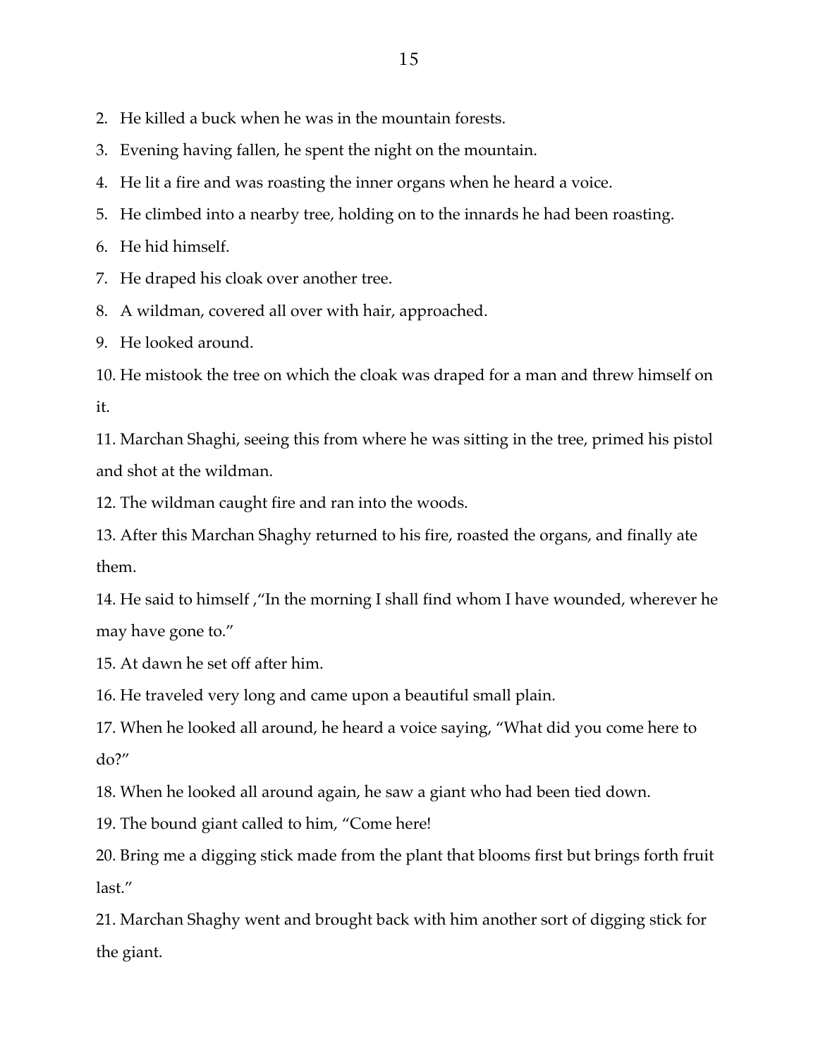2. He killed a buck when he was in the mountain forests.
3. Evening having fallen, he spent the night on the mountain.
4. He lit a fire and was roasting the inner organs when he heard a voice.
5. He climbed into a nearby tree, holding on to the innards he had been roasting.
6. He hid himself.
7. He draped his cloak over another tree.
8. A wildman, covered all over with hair, approached.
9. He looked around.
10. He mistook the tree on which the cloak was draped for a man and threw himself on it.
11. Marchan Shaghi, seeing this from where he was sitting in the tree, primed his pistol and shot at the wildman.
12. The wildman caught fire and ran into the woods.
13. After this Marchan Shaghy returned to his fire, roasted the organs, and finally ate them.
14. He said to himself ,"In the morning I shall find whom I have wounded, wherever he may have gone to."
15. At dawn he set off after him.
16. He traveled very long and came upon a beautiful small plain.
17. When he looked all around, he heard a voice saying, "What did you come here to do?"
18. When he looked all around again, he saw a giant who had been tied down.
19. The bound giant called to him, "Come here!
20. Bring me a digging stick made from the plant that blooms first but brings forth fruit last."
21. Marchan Shaghy went and brought back with him another sort of digging stick for the giant.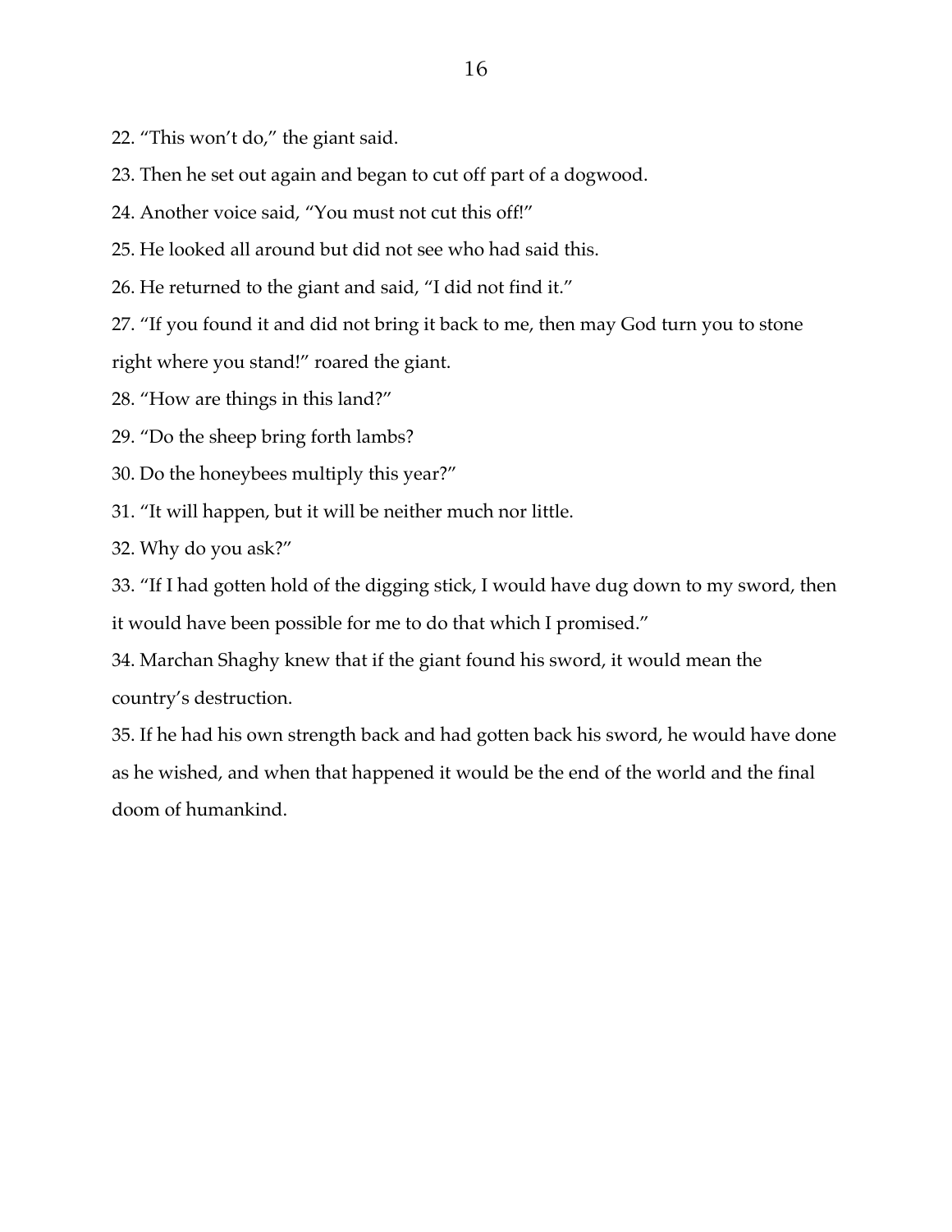22. "This won't do," the giant said.

23. Then he set out again and began to cut off part of a dogwood.

24. Another voice said, "You must not cut this off!"

25. He looked all around but did not see who had said this.

26. He returned to the giant and said, "I did not find it."

27. "If you found it and did not bring it back to me, then may God turn you to stone right where you stand!" roared the giant.

28. "How are things in this land?"

29. "Do the sheep bring forth lambs?

30. Do the honeybees multiply this year?"

31. "It will happen, but it will be neither much nor little.

32. Why do you ask?"

33. "If I had gotten hold of the digging stick, I would have dug down to my sword, then it would have been possible for me to do that which I promised."

34. Marchan Shaghy knew that if the giant found his sword, it would mean the country's destruction.

35. If he had his own strength back and had gotten back his sword, he would have done as he wished, and when that happened it would be the end of the world and the final doom of humankind.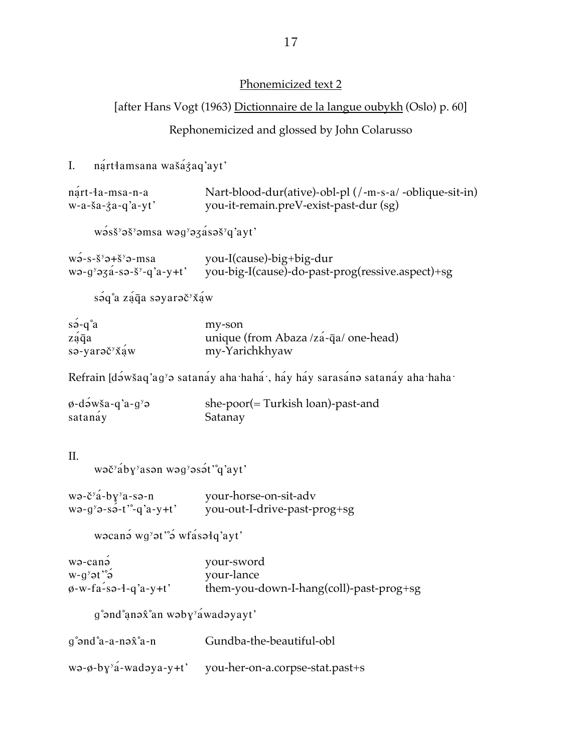Phonemicized text 2

[after Hans Vogt (1963) Dictionnaire de la langue oubykh (Oslo) p. 60]

Rephonemicized and glossed by John Colarusso

I. nạ́rtɬamsana wašáǯaq'ayt'

| | |
|---|---|
| nạ́rt-ɬa-msa-n-a | Nart-blood-dur(ative)-obl-pl (/-m-s-a/ -oblique-sit-in) |
| w-a-ša-ǯa-q'a-yt' | you-it-remain.preV-exist-past-dur (sg) |

wə́sšʸəšʸəmsa wəgʸəʒásəšʸq'ayt'

| | |
|---|---|
| wə́-s-šʸə+šʸə-msa | you-I(cause)-big+big-dur |
| wə-gʸəʒá-sə-šʸ-q'a-y+t' | you-big-I(cause)-do-past-prog(ressive.aspect)+sg |

sə́q°a zạ́q̄a səyarəčʸx̌ạ́w

| | |
|---|---|
| sə́-q°a | my-son |
| zạ́q̄a | unique (from Abaza /zá-q̄a/ one-head) |
| sə-yarəčʸx̌ạ́w | my-Yarichkhyaw |

Refrain [də́wšaq'agʸə satanáy aha·hahá·, háy háy sarasánə satanáy aha·haha·

| | |
|---|---|
| ø-də́wša-q'a-gʸə | she-poor(= Turkish loan)-past-and |
| satanáy | Satanay |

II.

wəčʸábɣʸasən wəgʸəsə́t'°q'ayt'

| | |
|---|---|
| wə-čʸá-bɣʸa-sə-n | your-horse-on-sit-adv |
| wə-gʸə-sə́-t'°-q'a-y+t' | you-out-I-drive-past-prog+sg |

wəcanə́ wgʸət'°ə́ wfásəɬq'ayt'

| | |
|---|---|
| wə-canə́ | your-sword |
| w-gʸət'°ə́ | your-lance |
| ø-w-fá-sə-ɬ-q'a-y+t' | them-you-down-I-hang(coll)-past-prog+sg |

g°ənd°ạnəx̂°an wəbɣʸáwadəyayt'

| | |
|---|---|
| g°ənd°a-a-nəx̂°a-n | Gundba-the-beautiful-obl |
| wə-ø-bɣʸá-wadəya-y+t' | you-her-on-a.corpse-stat.past+s |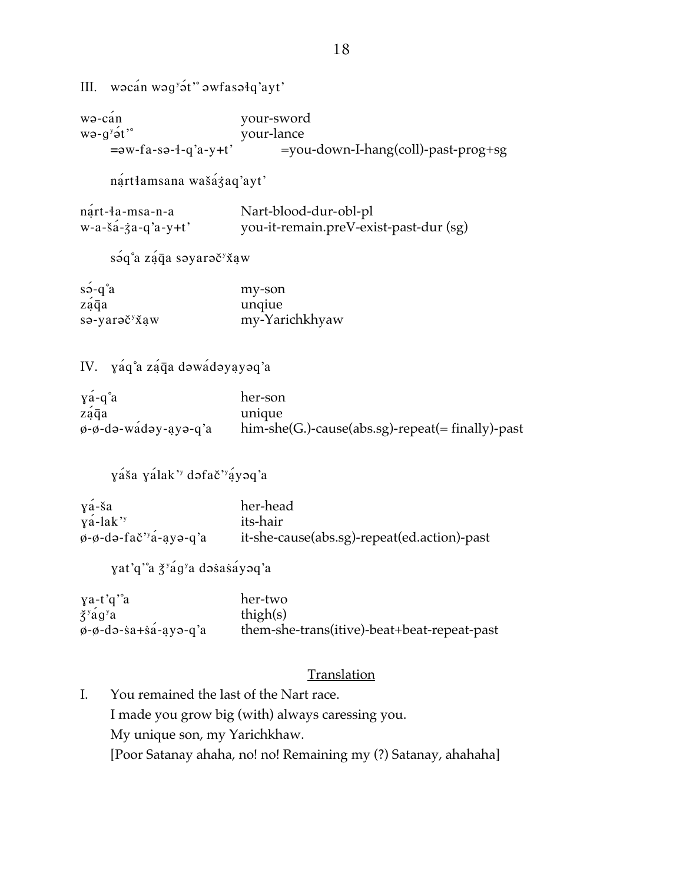III. wəcán wəgʸə́t'° əwfasəɬq'ayt'

| | |
|---|---|
| wə-cán | your-sword |
| wə-gʸə́t'° | your-lance |
| =əw-fa-sə-ɬ-q'a-y+t' | =you-down-I-hang(coll)-past-prog+sg |

nạ́rtɬamsana wašáʒ̣aq'ayt'

| | |
|---|---|
| nạ́rt-ɬa-msa-n-a | Nart-blood-dur-obl-pl |
| w-a-šá-ʒ̣a-q'a-y+t' | you-it-remain.preV-exist-past-dur (sg) |

sə́q°a zạ́q̄a səyarəčʸx̌ạw

| | |
|---|---|
| sə́-q°a | my-son |
| zạ́q̄a | unqiue |
| sə-yarəčʸx̌ạw | my-Yarichkhyaw |

IV. ɣáq°a zạ́q̄a dəwádəyạyəq'a

| | |
|---|---|
| ɣá-q°a | her-son |
| zạ́q̄a | unique |
| ø-ø-də-wádəy-ạyə-q'a | him-she(G.)-cause(abs.sg)-repeat(= finally)-past |

ɣáša ɣálak'ʸ dəfač'ʸạ́yəq'a

| | |
|---|---|
| ɣá-ša | her-head |
| ɣá-lak'ʸ | its-hair |
| ø-ø-də-fač'ʸá-ạyə-q'a | it-she-cause(abs.sg)-repeat(ed.action)-past |

ɣat'q'°a ǯʸágʸa dəṡaṡáyəq'a

| | |
|---|---|
| ɣa-t'q'°a | her-two |
| ǯʸágʸa | thigh(s) |
| ø-ø-də-ṡa+ṡá-ạyə-q'a | them-she-trans(itive)-beat+beat-repeat-past |

<u>Translation</u>

I. You remained the last of the Nart race.
I made you grow big (with) always caressing you.
My unique son, my Yarichkhaw.
[Poor Satanay ahaha, no! no! Remaining my (?) Satanay, ahahaha]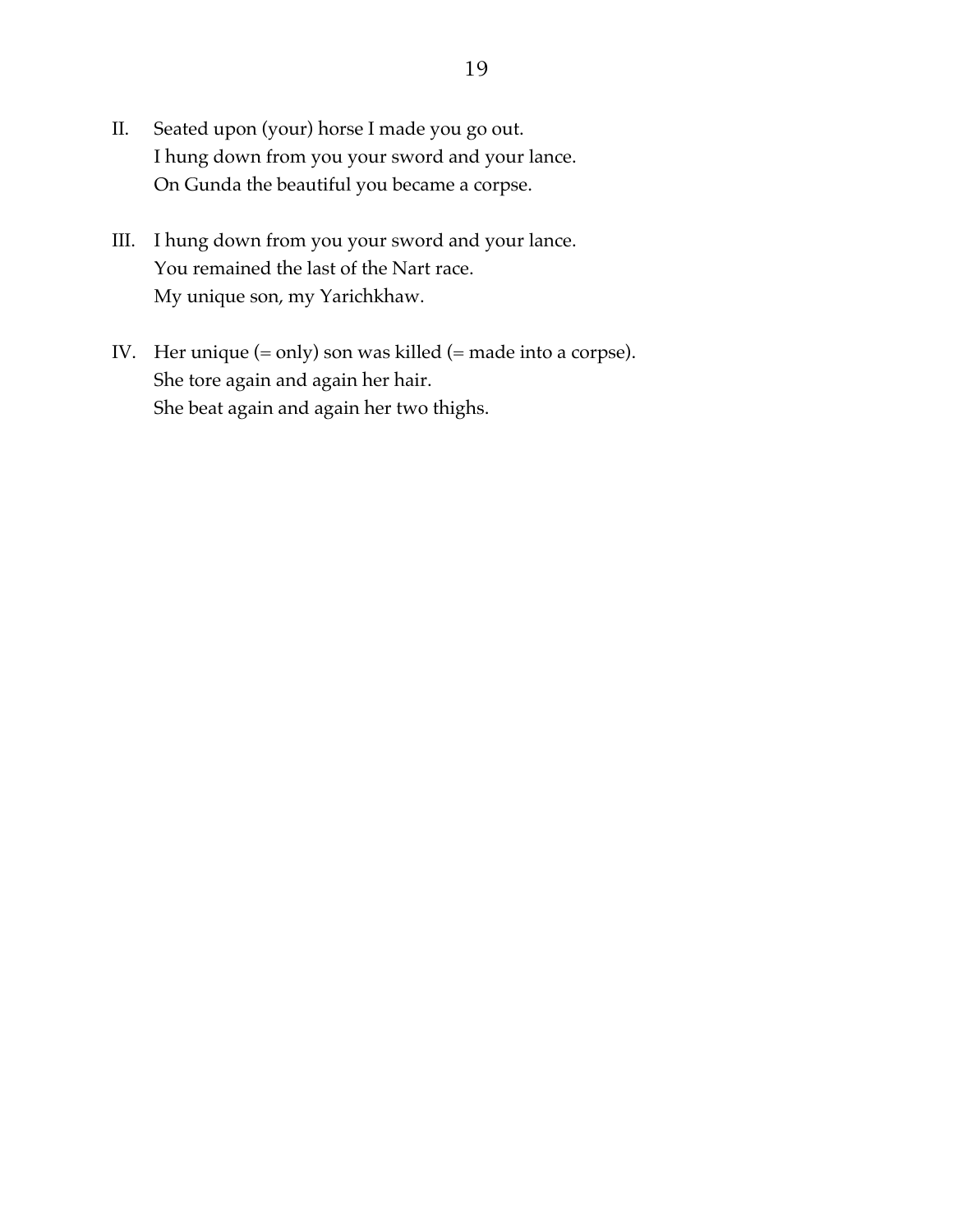II. Seated upon (your) horse I made you go out.
 I hung down from you your sword and your lance.
 On Gunda the beautiful you became a corpse.

III. I hung down from you your sword and your lance.
 You remained the last of the Nart race.
 My unique son, my Yarichkhaw.

IV. Her unique (= only) son was killed (= made into a corpse).
 She tore again and again her hair.
 She beat again and again her two thighs.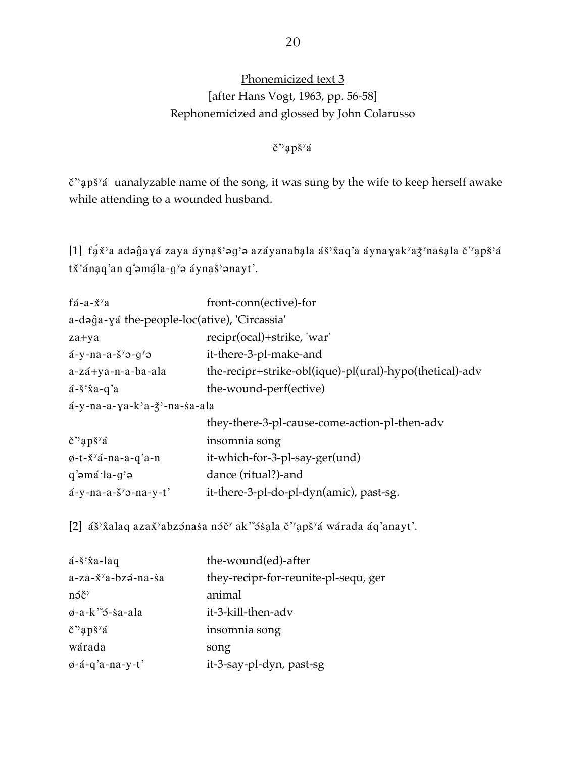## Phonemicized text 3

[after Hans Vogt, 1963, pp. 56-58]
Rephonemicized and glossed by John Colarusso

č’ʸa̧pšʸá

č’ʸa̧pšʸá uanalyzable name of the song, it was sung by the wife to keep herself awake while attending to a wounded husband.

[1] fá̧x̌ʸa adəĝaɣá zaya áyna̧šʸəgʸə azáyanaba̧la ášʸx̂aq’a áynaɣakʸaǯʸnaśa̧la č’ʸa̧pšʸá tx̌ʸána̧q’an q°əmá̧la-gʸə áyna̧šʸənayt’.

| | |
|---|---|
| fá-a-x̌ʸa | front-conn(ective)-for |
| a-dəĝa-ɣá the-people-loc(ative), 'Circassia' | |
| za+ya | recipr(ocal)+strike, 'war' |
| á-y-na-a-šʸə-gʸə | it-there-3-pl-make-and |
| a-zá+ya-n-a-ba-ala | the-recipr+strike-obl(ique)-pl(ural)-hypo(thetical)-adv |
| á-šʸx̂a-q’a | the-wound-perf(ective) |
| á-y-na-a-ɣa-kʸa-ǯʸ-na-śa-ala | they-there-3-pl-cause-come-action-pl-then-adv |
| č’ʸa̧pšʸá | insomnia song |
| ø-t-x̌ʸá-na-a-q’a-n | it-which-for-3-pl-say-ger(und) |
| q°əmá·la-gʸə | dance (ritual?)-and |
| á-y-na-a-šʸə-na-y-t’ | it-there-3-pl-do-pl-dyn(amic), past-sg. |

[2] ášʸx̂alaq azax̌ʸabzə́naśa nə́čʸ ak’°ə́śa̧la č’ʸa̧pšʸá wárada áq’anayt’.

| | |
|---|---|
| á-šʸx̂a-laq | the-wound(ed)-after |
| a-za-x̌ʸa-bzə́-na-śa | they-recipr-for-reunite-pl-sequ, ger |
| nə́čʸ | animal |
| ø-a-k’°ə́-śa-ala | it-3-kill-then-adv |
| č’ʸa̧pšʸá | insomnia song |
| wárada | song |
| ø-á-q’a-na-y-t’ | it-3-say-pl-dyn, past-sg |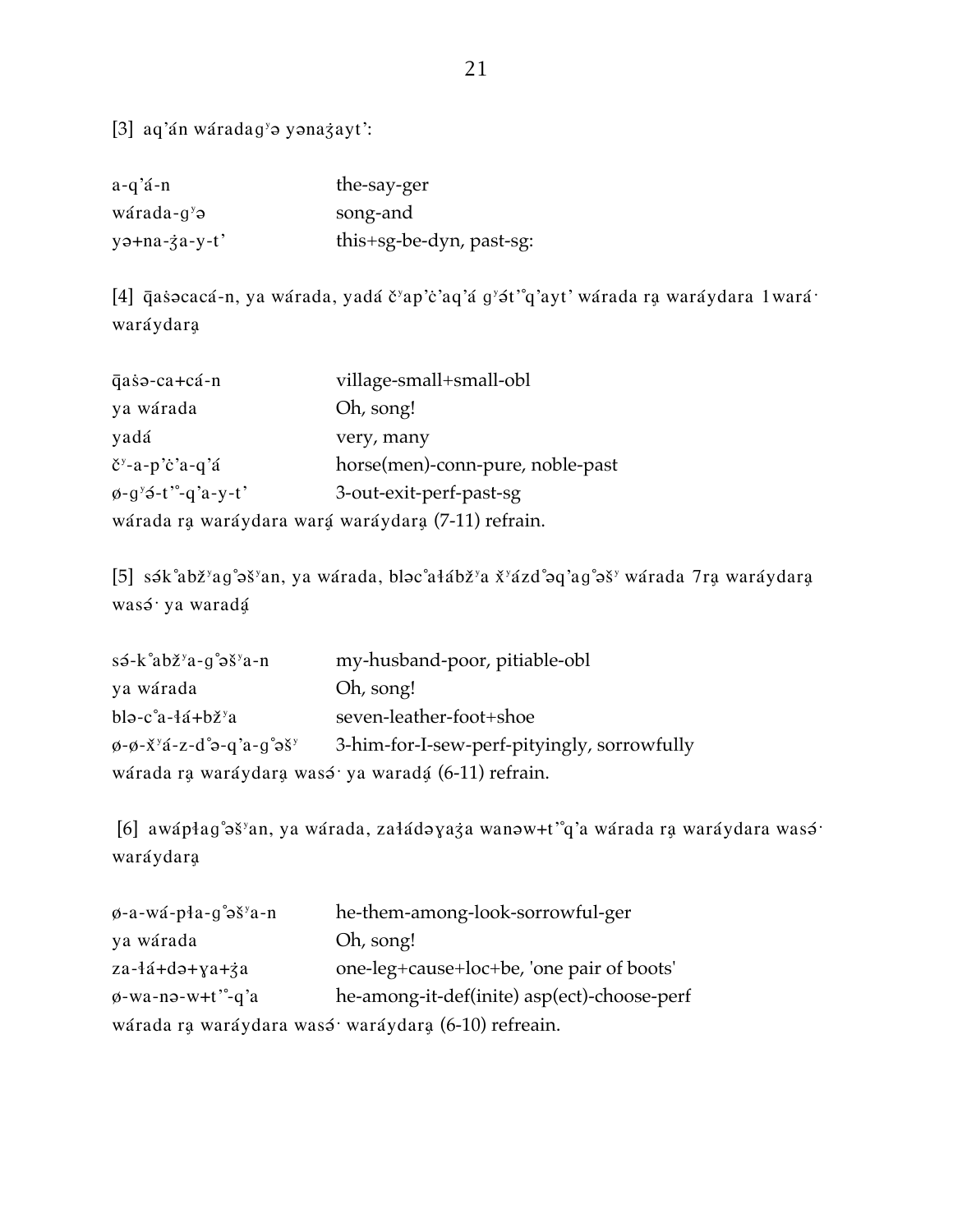[3] aq'án wáradagʸə yənaʒayt':

| | |
|---|---|
| a-q'á-n | the-say-ger |
| wárada-gʸə | song-and |
| yə+na-ʒa-y-t' | this+sg-be-dyn, past-sg: |

[4] q̄aṡəcacá-n, ya wárada, yadá čʸap'ċ'aq'á gʸə́t'°q'ayt' wárada rạ waráydara 1wará· waráydarạ

| | |
|---|---|
| q̄aṡə-ca+cá-n | village-small+small-obl |
| ya wárada | Oh, song! |
| yadá | very, many |
| čʸ-a-p'ċ'a-q'á | horse(men)-conn-pure, noble-past |
| ø-gʸə́-t'°-q'a-y-t' | 3-out-exit-perf-past-sg |

wárada rạ waráydara warạ́ waráydarạ (7-11) refrain.

[5] sə́k°abžʸag°əšʸan, ya wárada, bləc°ałábžʸa x̌ʸázd°əq'ag°əšʸ wárada 7rạ waráydarạ wasə́· ya waradạ́

| | |
|---|---|
| sə́-k°abžʸa-g°əšʸa-n | my-husband-poor, pitiable-obl |
| ya wárada | Oh, song! |
| blə-c°a-łá+bžʸa | seven-leather-foot+shoe |
| ø-ø-x̌ʸá-z-d°ə-q'a-g°əšʸ | 3-him-for-I-sew-perf-pityingly, sorrowfully |

wárada rạ waráydarạ wasə́· ya waradạ́ (6-11) refrain.

[6] awápłag°əšʸan, ya wárada, załádəɣaʒa wanəw+t'°q'a wárada rạ waráydara wasə́· waráydarạ

| | |
|---|---|
| ø-a-wá-pła-g°əšʸa-n | he-them-among-look-sorrowful-ger |
| ya wárada | Oh, song! |
| za-łá+də+ɣa+ʒa | one-leg+cause+loc+be, 'one pair of boots' |
| ø-wa-nə-w+t'°-q'a | he-among-it-def(inite) asp(ect)-choose-perf |

wárada rạ waráydara wasə́· waráydarạ (6-10) refreain.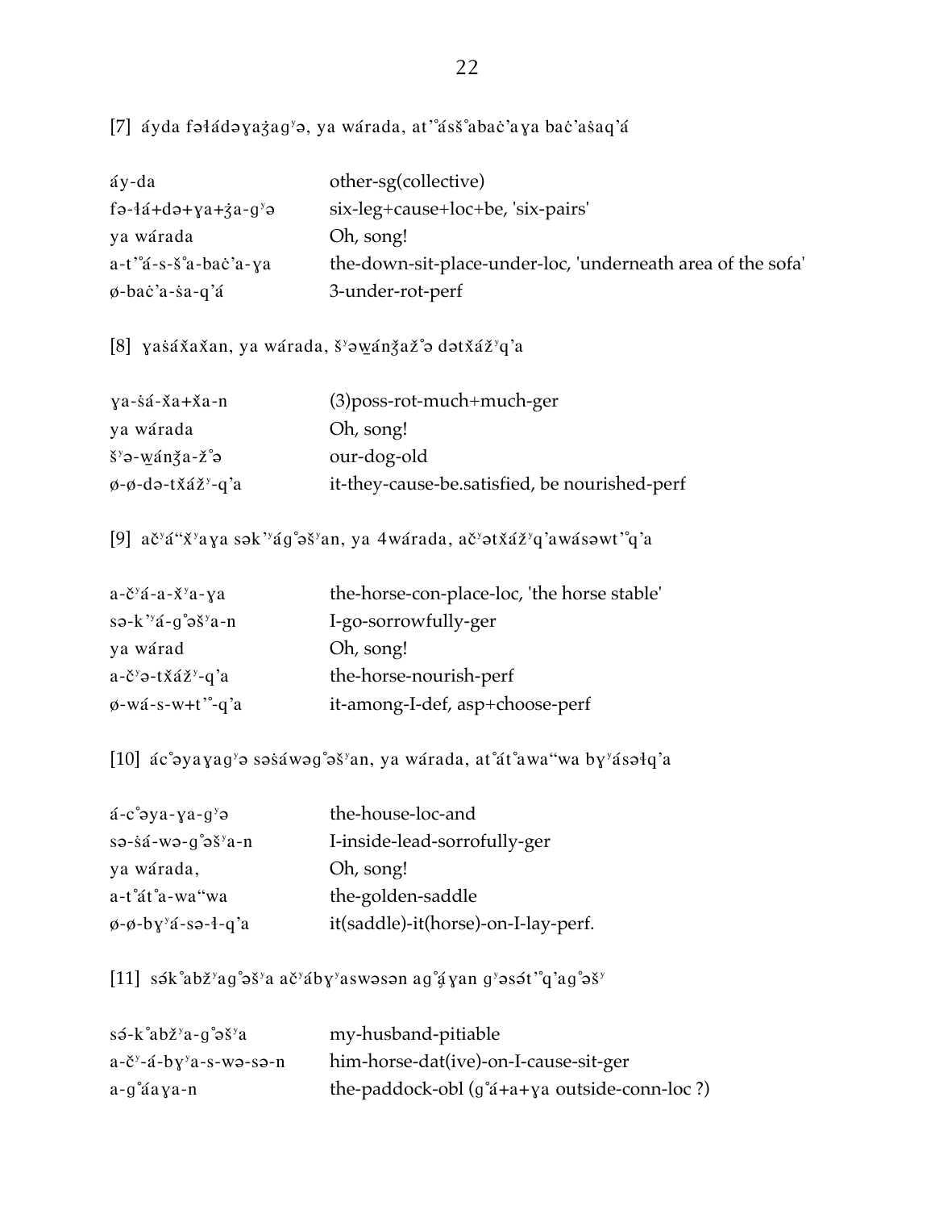[7] áyda fəɬádəɣaʒ̂agʸə, ya wárada, at'°ásš°abaċ'aɣa baċ'aṡaq'á

| | |
|---|---|
| áy-da | other-sg(collective) |
| fə-ɬá+də+ɣa+ʒ̂a-gʸə | six-leg+cause+loc+be, 'six-pairs' |
| ya wárada | Oh, song! |
| a-t'°á-s-š°a-baċ'a-ɣa | the-down-sit-place-under-loc, 'underneath area of the sofa' |
| ø-baċ'a-ṡa-q'á | 3-under-rot-perf |

[8] ɣaṡáx̌ax̌an, ya wárada, šʸəw̱ánǯaž°ə dətx̌ážʸq'a

| | |
|---|---|
| ɣa-ṡá-x̌a+x̌a-n | (3)poss-rot-much+much-ger |
| ya wárada | Oh, song! |
| šʸə-w̱ánǯa-ž°ə | our-dog-old |
| ø-ø-də-tx̌ážʸ-q'a | it-they-cause-be.satisfied, be nourished-perf |

[9] ačʸá"x̌ʸaɣa sək'ʸág°əšʸan, ya 4wárada, ačʸətx̌ážʸq'awásəwt'°q'a

| | |
|---|---|
| a-čʸá-a-x̌ʸa-ɣa | the-horse-con-place-loc, 'the horse stable' |
| sə-k'ʸá-g°əšʸa-n | I-go-sorrowfully-ger |
| ya wárad | Oh, song! |
| a-čʸə-tx̌ážʸ-q'a | the-horse-nourish-perf |
| ø-wá-s-w+t'°-q'a | it-among-I-def, asp+choose-perf |

[10] ác°əyaɣagʸə səṡáwəg°əšʸan, ya wárada, at°át°awa"wa bɣʸásəɬq'a

| | |
|---|---|
| á-c°əya-ɣa-gʸə | the-house-loc-and |
| sə-ṡá-wə-g°əšʸa-n | I-inside-lead-sorrofully-ger |
| ya wárada, | Oh, song! |
| a-t°át°a-wa"wa | the-golden-saddle |
| ø-ø-bɣʸá-sə-ɬ-q'a | it(saddle)-it(horse)-on-I-lay-perf. |

[11] sə́k°abžʸag°əšʸa ačʸábɣʸaswəsən ag°áɣan gʸəsə́t'°q'ag°əšʸ

| | |
|---|---|
| sə́-k°abžʸa-g°əšʸa | my-husband-pitiable |
| a-čʸ-á-bɣʸa-s-wə-sə-n | him-horse-dat(ive)-on-I-cause-sit-ger |
| a-g°áaɣa-n | the-paddock-obl (g°á+a+ɣa outside-conn-loc ?) |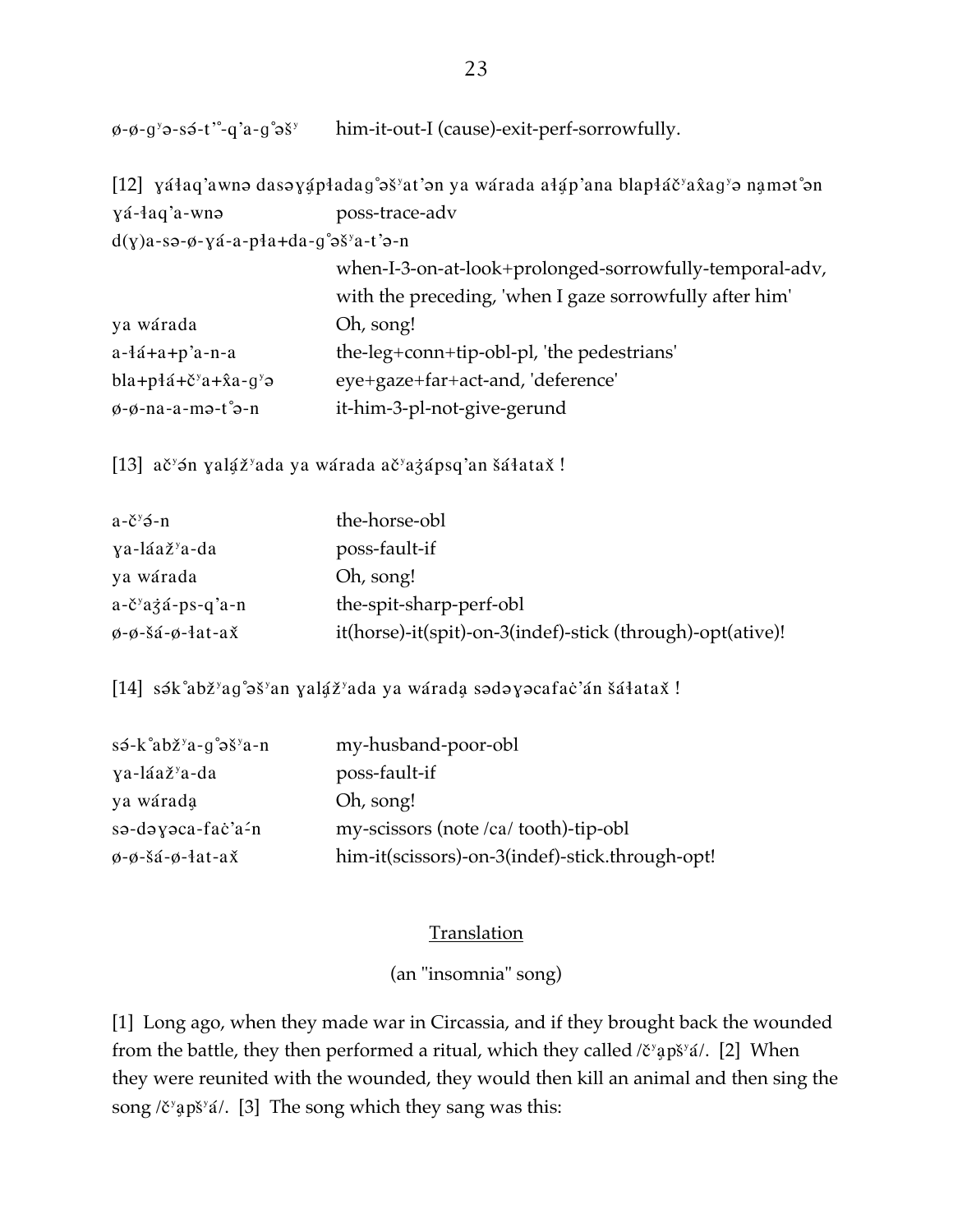ø-ø-gʸə-sə́-t'°-q'a-g°əšʸ him-it-out-I (cause)-exit-perf-sorrowfully.

[12] ɣə́ɬaq'awnə dasəɣą́pɬadag°əšʸat'ən ya wárada aɬą́p'ana blapɬáčʸax̂agʸə nạmət°ən

| | |
|---|---|
| ɣə́-ɬaq'a-wnə | poss-trace-adv |
| d(ɣ)a-sə-ø-ɣə́-a-pɬa+da-g°əšʸa-t'ə-n | |
| | when-I-3-on-at-look+prolonged-sorrowfully-temporal-adv, with the preceding, 'when I gaze sorrowfully after him' |
| ya wárada | Oh, song! |
| a-ɬə́+a+p'a-n-a | the-leg+conn+tip-obl-pl, 'the pedestrians' |
| bla+pɬə́+čʸa+x̂a-gʸə | eye+gaze+far+act-and, 'deference' |
| ø-ø-na-a-mə-t°ə-n | it-him-3-pl-not-give-gerund |

[13] ačʸə́n ɣalą́žʸada ya wárada ačʸaʒápsq'an šə́ɬatax̌ !

| | |
|---|---|
| a-čʸə́-n | the-horse-obl |
| ɣa-láažʸa-da | poss-fault-if |
| ya wárada | Oh, song! |
| a-čʸaʒá-ps-q'a-n | the-spit-sharp-perf-obl |
| ø-ø-šə́-ø-ɬat-ax̌ | it(horse)-it(spit)-on-3(indef)-stick (through)-opt(ative)! |

[14] sə́k°abžʸag°əšʸan ɣalą́žʸada ya wáradạ sədəɣəcafaċ'án šə́ɬatax̌ !

| | |
|---|---|
| sə́-k°abžʸa-g°əšʸa-n | my-husband-poor-obl |
| ɣa-láažʸa-da | poss-fault-if |
| ya wáradạ | Oh, song! |
| sə-dəɣəca-faċ'a-́n | my-scissors (note /ca/ tooth)-tip-obl |
| ø-ø-šə́-ø-ɬat-ax̌ | him-it(scissors)-on-3(indef)-stick.through-opt! |

## Translation

(an "insomnia" song)

[1] Long ago, when they made war in Circassia, and if they brought back the wounded from the battle, they then performed a ritual, which they called /čʸạpšʸá/. [2] When they were reunited with the wounded, they would then kill an animal and then sing the song /čʸạpšʸá/. [3] The song which they sang was this: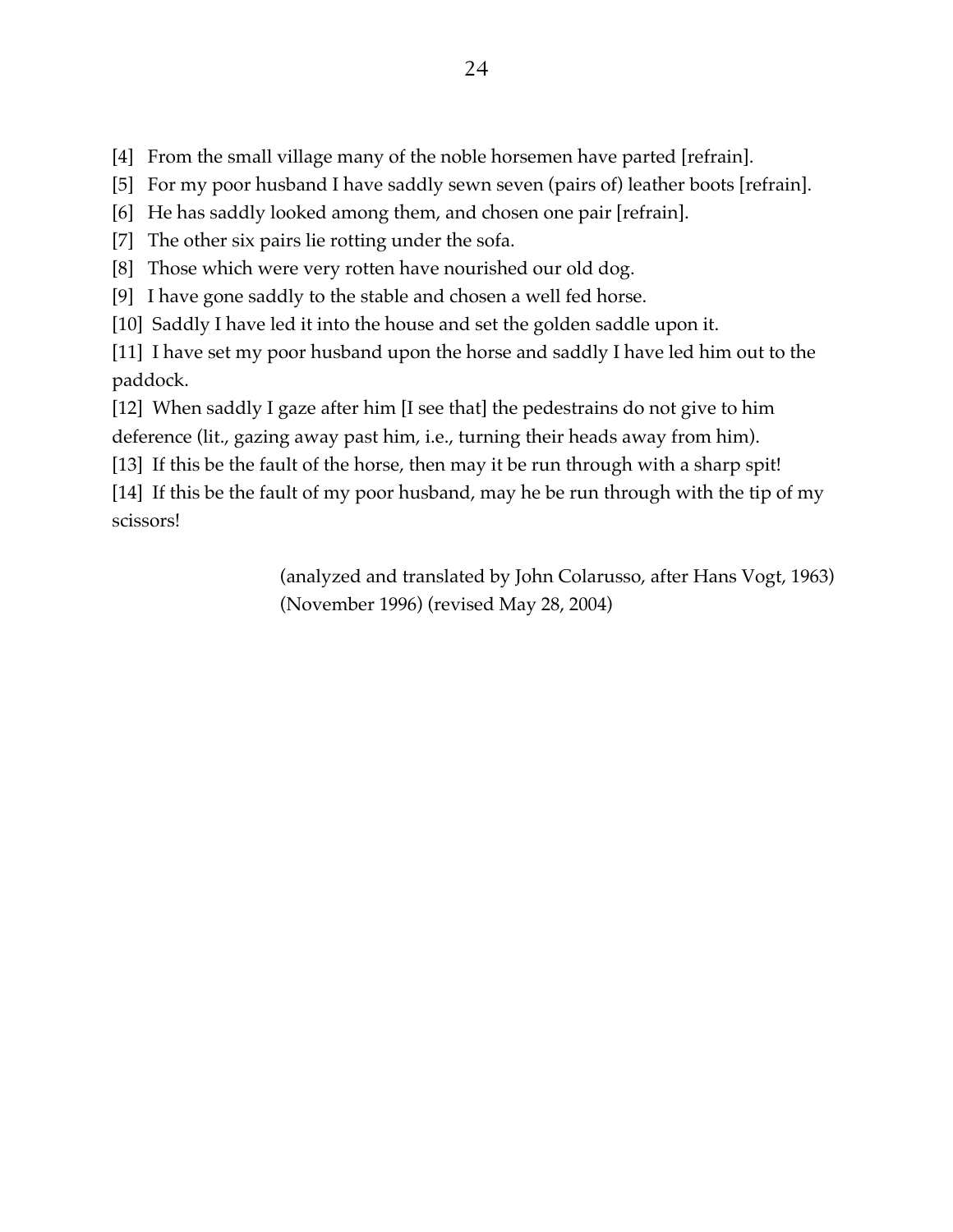[4] From the small village many of the noble horsemen have parted [refrain].

[5] For my poor husband I have saddly sewn seven (pairs of) leather boots [refrain].

[6] He has saddly looked among them, and chosen one pair [refrain].

[7] The other six pairs lie rotting under the sofa.

[8] Those which were very rotten have nourished our old dog.

[9] I have gone saddly to the stable and chosen a well fed horse.

[10] Saddly I have led it into the house and set the golden saddle upon it.

[11] I have set my poor husband upon the horse and saddly I have led him out to the paddock.

[12] When saddly I gaze after him [I see that] the pedestrains do not give to him deference (lit., gazing away past him, i.e., turning their heads away from him).

[13] If this be the fault of the horse, then may it be run through with a sharp spit!

[14] If this be the fault of my poor husband, may he be run through with the tip of my scissors!

(analyzed and translated by John Colarusso, after Hans Vogt, 1963)
(November 1996) (revised May 28, 2004)